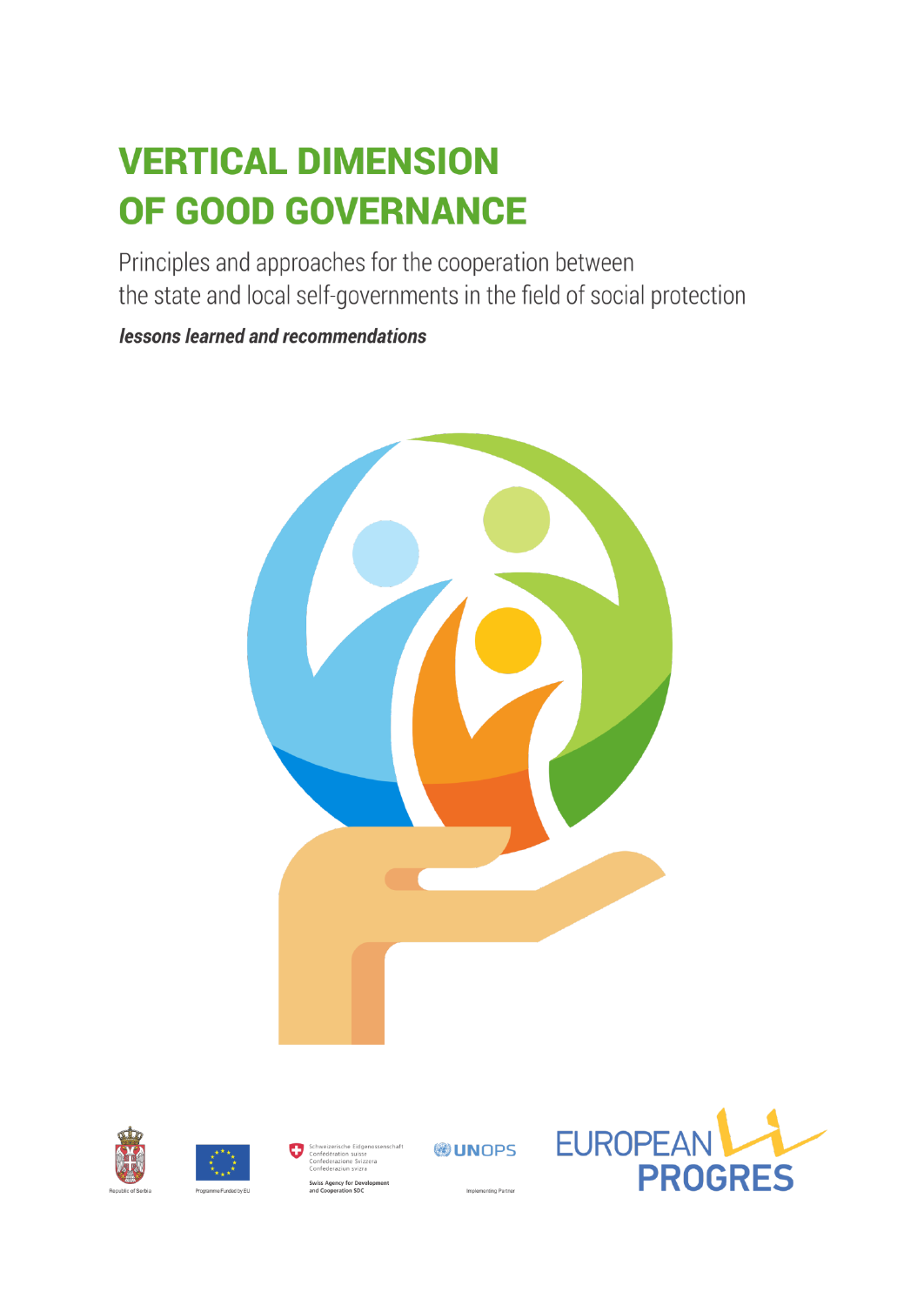# VERTICAL DIMENSION OF GOOD GOVERNANCE

Principles and approaches for the cooperation between the state and local self-governments in the field of social protection

***lessons learned and recommendations***

Republic of Serbia

Programme Funded by EU

Schweizerische Eidgenossenschaft
Confédération suisse
Confederazione Svizzera
Confederaziun svizra

Swiss Agency for Development and Cooperation SDC

UNOPS

Implementing Partner

EUROPEAN PROGRES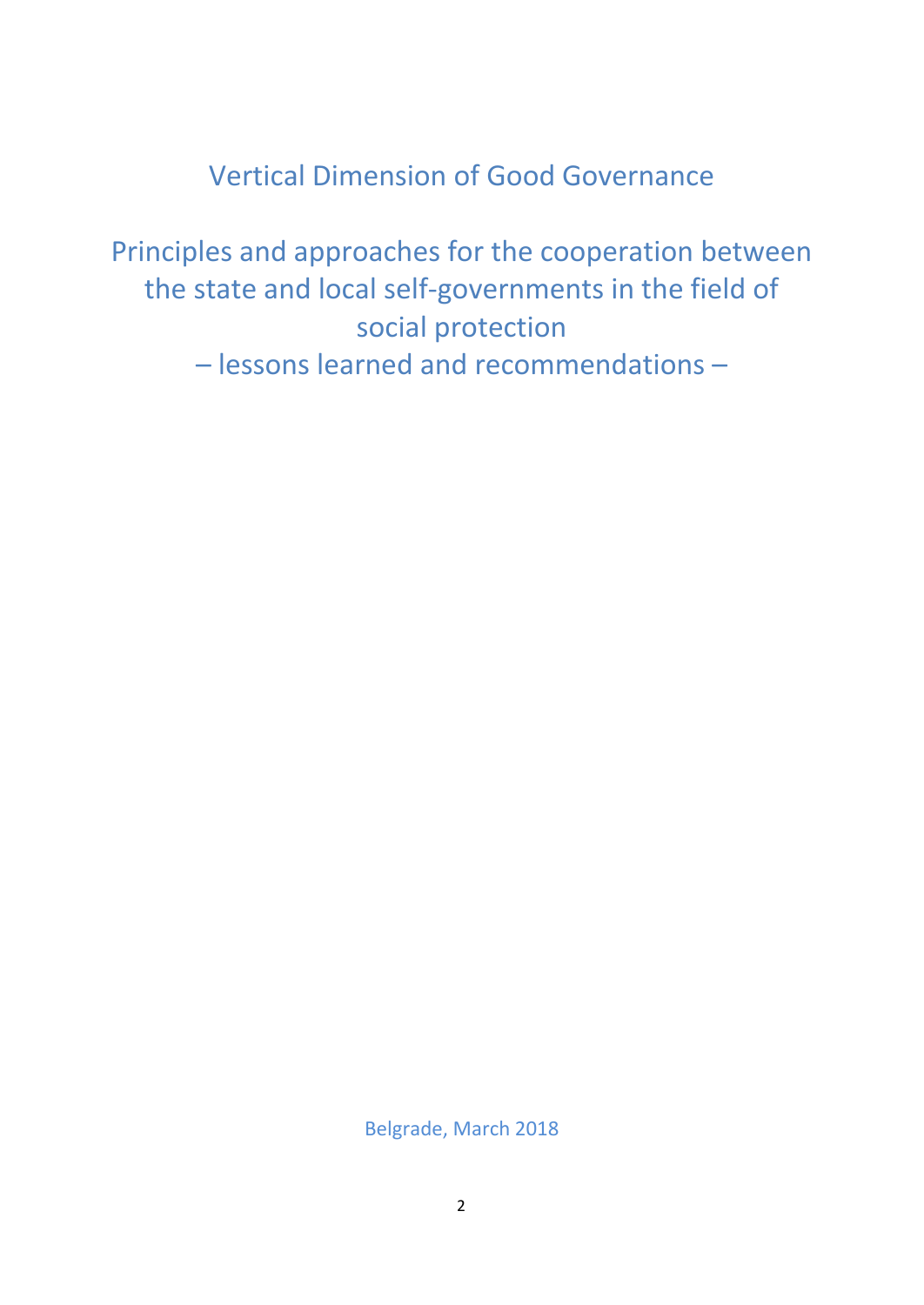# Vertical Dimension of Good Governance

## Principles and approaches for the cooperation between the state and local self-governments in the field of social protection

## – lessons learned and recommendations –

Belgrade, March 2018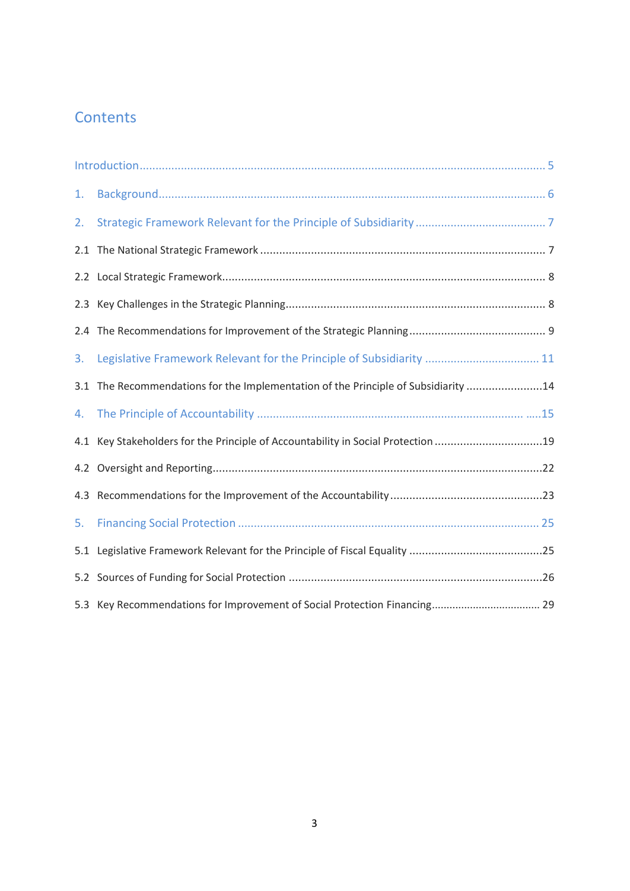# Contents

Introduction ........................................................................................................................ 5

1. Background ........................................................................................................................ 6

2. Strategic Framework Relevant for the Principle of Subsidiarity ........................................ 7

2.1 The National Strategic Framework ........................................................................................ 7

2.2 Local Strategic Framework ..................................................................................................... 8

2.3 Key Challenges in the Strategic Planning ................................................................................ 8

2.4 The Recommendations for Improvement of the Strategic Planning ........................................ 9

3. Legislative Framework Relevant for the Principle of Subsidiarity ................................... 11

3.1 The Recommendations for the Implementation of the Principle of Subsidiarity ......................14

4. The Principle of Accountability ..................................................................................... .....15

4.1 Key Stakeholders for the Principle of Accountability in Social Protection ..................................19

4.2 Oversight and Reporting .........................................................................................................22

4.3 Recommendations for the Improvement of the Accountability ..............................................23

5. Financing Social Protection ............................................................................................. 25

5.1 Legislative Framework Relevant for the Principle of Fiscal Equality .........................................25

5.2 Sources of Funding for Social Protection ...............................................................................26

5.3 Key Recommendations for Improvement of Social Protection Financing.................................. 29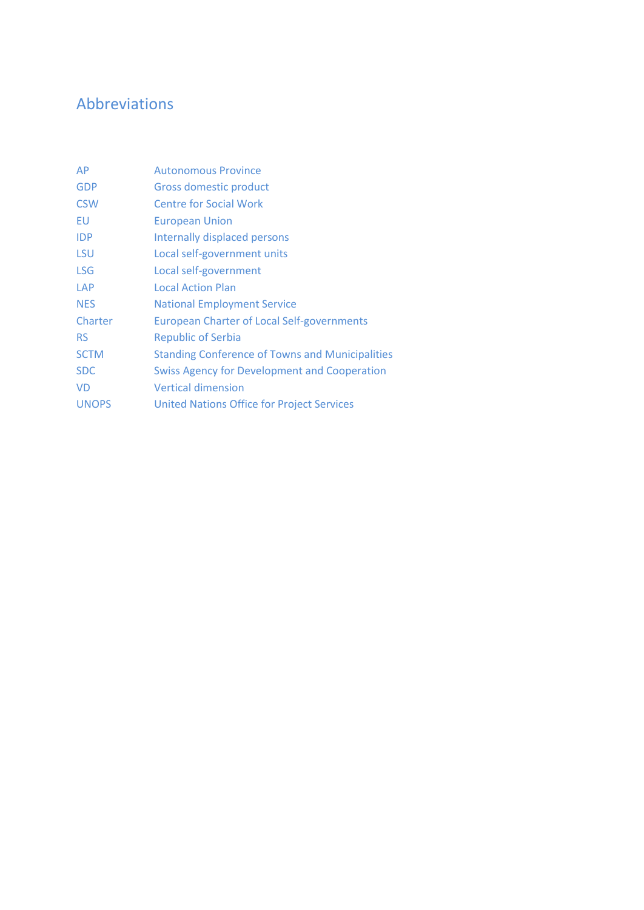# Abbreviations

| | |
|---|---|
| AP | Autonomous Province |
| GDP | Gross domestic product |
| CSW | Centre for Social Work |
| EU | European Union |
| IDP | Internally displaced persons |
| LSU | Local self-government units |
| LSG | Local self-government |
| LAP | Local Action Plan |
| NES | National Employment Service |
| Charter | European Charter of Local Self-governments |
| RS | Republic of Serbia |
| SCTM | Standing Conference of Towns and Municipalities |
| SDC | Swiss Agency for Development and Cooperation |
| VD | Vertical dimension |
| UNOPS | United Nations Office for Project Services |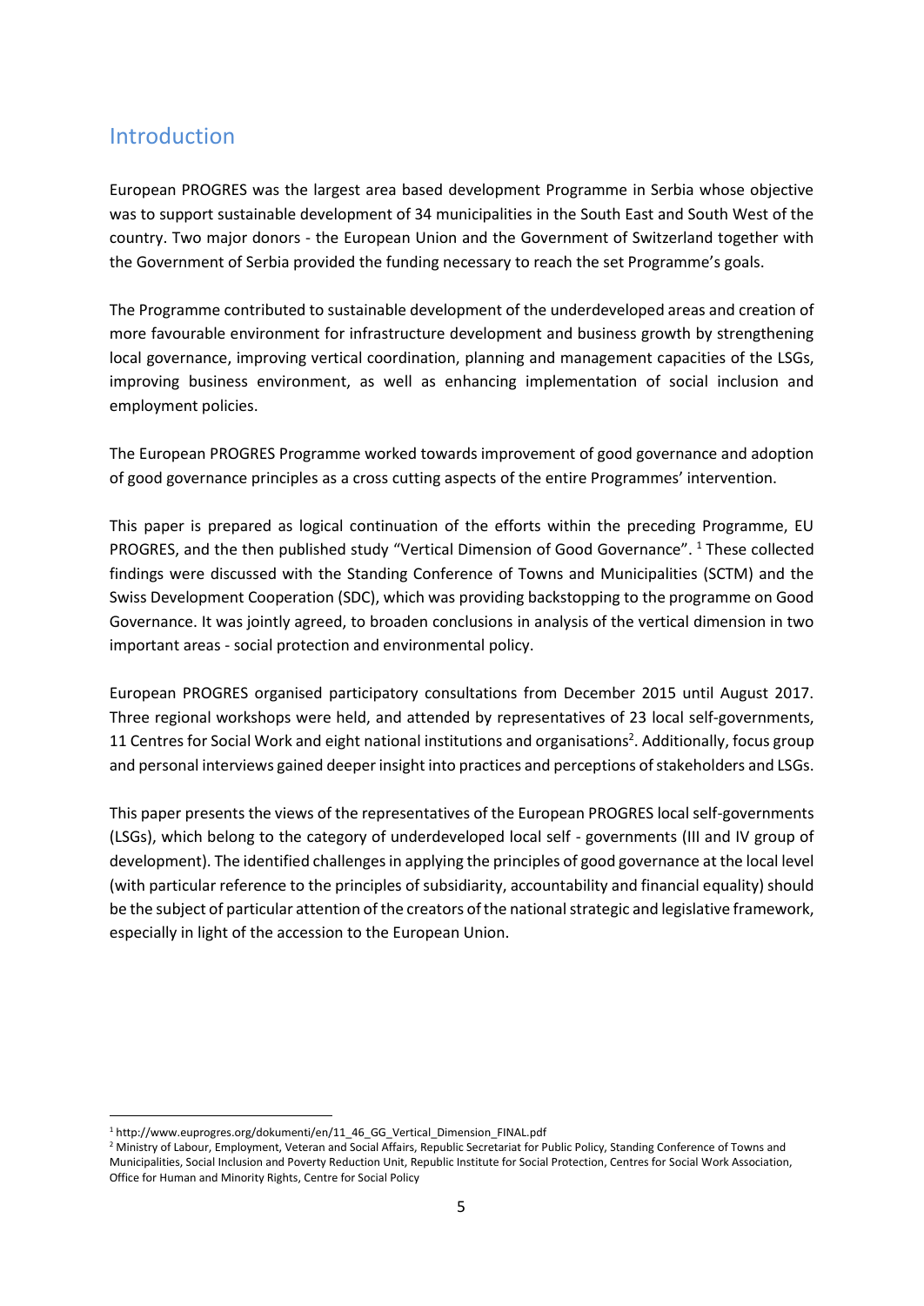## Introduction

European PROGRES was the largest area based development Programme in Serbia whose objective was to support sustainable development of 34 municipalities in the South East and South West of the country. Two major donors - the European Union and the Government of Switzerland together with the Government of Serbia provided the funding necessary to reach the set Programme's goals.

The Programme contributed to sustainable development of the underdeveloped areas and creation of more favourable environment for infrastructure development and business growth by strengthening local governance, improving vertical coordination, planning and management capacities of the LSGs, improving business environment, as well as enhancing implementation of social inclusion and employment policies.

The European PROGRES Programme worked towards improvement of good governance and adoption of good governance principles as a cross cutting aspects of the entire Programmes' intervention.

This paper is prepared as logical continuation of the efforts within the preceding Programme, EU PROGRES, and the then published study "Vertical Dimension of Good Governance". [1] These collected findings were discussed with the Standing Conference of Towns and Municipalities (SCTM) and the Swiss Development Cooperation (SDC), which was providing backstopping to the programme on Good Governance. It was jointly agreed, to broaden conclusions in analysis of the vertical dimension in two important areas - social protection and environmental policy.

European PROGRES organised participatory consultations from December 2015 until August 2017. Three regional workshops were held, and attended by representatives of 23 local self-governments, 11 Centres for Social Work and eight national institutions and organisations[2]. Additionally, focus group and personal interviews gained deeper insight into practices and perceptions of stakeholders and LSGs.

This paper presents the views of the representatives of the European PROGRES local self-governments (LSGs), which belong to the category of underdeveloped local self - governments (III and IV group of development). The identified challenges in applying the principles of good governance at the local level (with particular reference to the principles of subsidiarity, accountability and financial equality) should be the subject of particular attention of the creators of the national strategic and legislative framework, especially in light of the accession to the European Union.

---

[1] http://www.euprogres.org/dokumenti/en/11_46_GG_Vertical_Dimension_FINAL.pdf

[2] Ministry of Labour, Employment, Veteran and Social Affairs, Republic Secretariat for Public Policy, Standing Conference of Towns and Municipalities, Social Inclusion and Poverty Reduction Unit, Republic Institute for Social Protection, Centres for Social Work Association, Office for Human and Minority Rights, Centre for Social Policy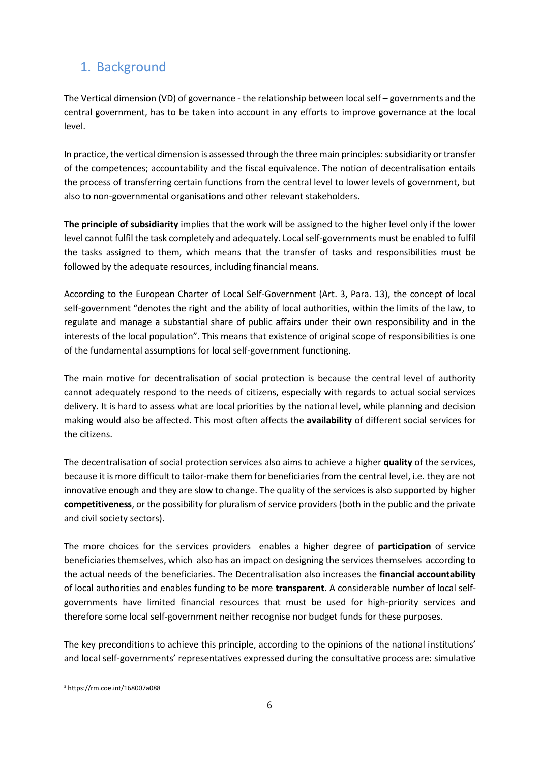## 1. Background

The Vertical dimension (VD) of governance - the relationship between local self – governments and the central government, has to be taken into account in any efforts to improve governance at the local level.

In practice, the vertical dimension is assessed through the three main principles: subsidiarity or transfer of the competences; accountability and the fiscal equivalence. The notion of decentralisation entails the process of transferring certain functions from the central level to lower levels of government, but also to non-governmental organisations and other relevant stakeholders.

**The principle of subsidiarity** implies that the work will be assigned to the higher level only if the lower level cannot fulfil the task completely and adequately. Local self-governments must be enabled to fulfil the tasks assigned to them, which means that the transfer of tasks and responsibilities must be followed by the adequate resources, including financial means.

According to the European Charter of Local Self-Government (Art. 3, Para. 1[3]), the concept of local self-government "denotes the right and the ability of local authorities, within the limits of the law, to regulate and manage a substantial share of public affairs under their own responsibility and in the interests of the local population". This means that existence of original scope of responsibilities is one of the fundamental assumptions for local self-government functioning.

The main motive for decentralisation of social protection is because the central level of authority cannot adequately respond to the needs of citizens, especially with regards to actual social services delivery. It is hard to assess what are local priorities by the national level, while planning and decision making would also be affected. This most often affects the **availability** of different social services for the citizens.

The decentralisation of social protection services also aims to achieve a higher **quality** of the services, because it is more difficult to tailor-make them for beneficiaries from the central level, i.e. they are not innovative enough and they are slow to change. The quality of the services is also supported by higher **competitiveness**, or the possibility for pluralism of service providers (both in the public and the private and civil society sectors).

The more choices for the services providers enables a higher degree of **participation** of service beneficiaries themselves, which also has an impact on designing the services themselves according to the actual needs of the beneficiaries. The Decentralisation also increases the **financial accountability** of local authorities and enables funding to be more **transparent**. A considerable number of local self-governments have limited financial resources that must be used for high-priority services and therefore some local self-government neither recognise nor budget funds for these purposes.

The key preconditions to achieve this principle, according to the opinions of the national institutions' and local self-governments' representatives expressed during the consultative process are: simulative

[3] https://rm.coe.int/168007a088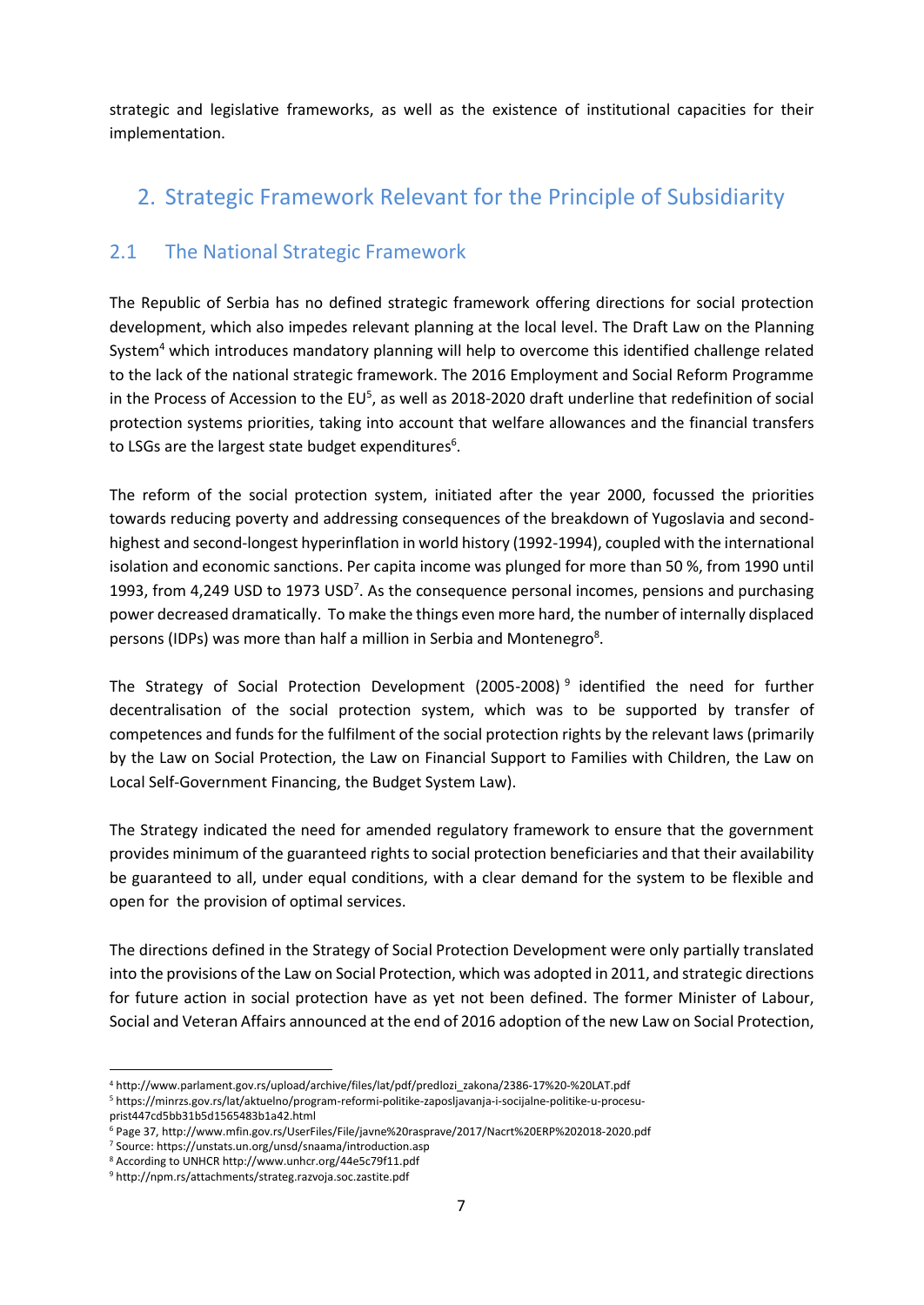strategic and legislative frameworks, as well as the existence of institutional capacities for their implementation.

# 2. Strategic Framework Relevant for the Principle of Subsidiarity

## 2.1 The National Strategic Framework

The Republic of Serbia has no defined strategic framework offering directions for social protection development, which also impedes relevant planning at the local level. The Draft Law on the Planning System[4] which introduces mandatory planning will help to overcome this identified challenge related to the lack of the national strategic framework. The 2016 Employment and Social Reform Programme in the Process of Accession to the EU[5], as well as 2018-2020 draft underline that redefinition of social protection systems priorities, taking into account that welfare allowances and the financial transfers to LSGs are the largest state budget expenditures[6].

The reform of the social protection system, initiated after the year 2000, focussed the priorities towards reducing poverty and addressing consequences of the breakdown of Yugoslavia and second-highest and second-longest hyperinflation in world history (1992-1994), coupled with the international isolation and economic sanctions. Per capita income was plunged for more than 50 %, from 1990 until 1993, from 4,249 USD to 1973 USD[7]. As the consequence personal incomes, pensions and purchasing power decreased dramatically. To make the things even more hard, the number of internally displaced persons (IDPs) was more than half a million in Serbia and Montenegro[8].

The Strategy of Social Protection Development (2005-2008)[9] identified the need for further decentralisation of the social protection system, which was to be supported by transfer of competences and funds for the fulfilment of the social protection rights by the relevant laws (primarily by the Law on Social Protection, the Law on Financial Support to Families with Children, the Law on Local Self-Government Financing, the Budget System Law).

The Strategy indicated the need for amended regulatory framework to ensure that the government provides minimum of the guaranteed rights to social protection beneficiaries and that their availability be guaranteed to all, under equal conditions, with a clear demand for the system to be flexible and open for the provision of optimal services.

The directions defined in the Strategy of Social Protection Development were only partially translated into the provisions of the Law on Social Protection, which was adopted in 2011, and strategic directions for future action in social protection have as yet not been defined. The former Minister of Labour, Social and Veteran Affairs announced at the end of 2016 adoption of the new Law on Social Protection,

---

[4] http://www.parlament.gov.rs/upload/archive/files/lat/pdf/predlozi_zakona/2386-17%20-%20LAT.pdf

[5] https://minrzs.gov.rs/lat/aktuelno/program-reformi-politike-zaposljavanja-i-socijalne-politike-u-procesu-prist447cd5bb31b5d1565483b1a42.html

[6] Page 37, http://www.mfin.gov.rs/UserFiles/File/javne%20rasprave/2017/Nacrt%20ERP%202018-2020.pdf

[7] Source: https://unstats.un.org/unsd/snaama/introduction.asp

[8] According to UNHCR http://www.unhcr.org/44e5c79f11.pdf

[9] http://npm.rs/attachments/strateg.razvoja.soc.zastite.pdf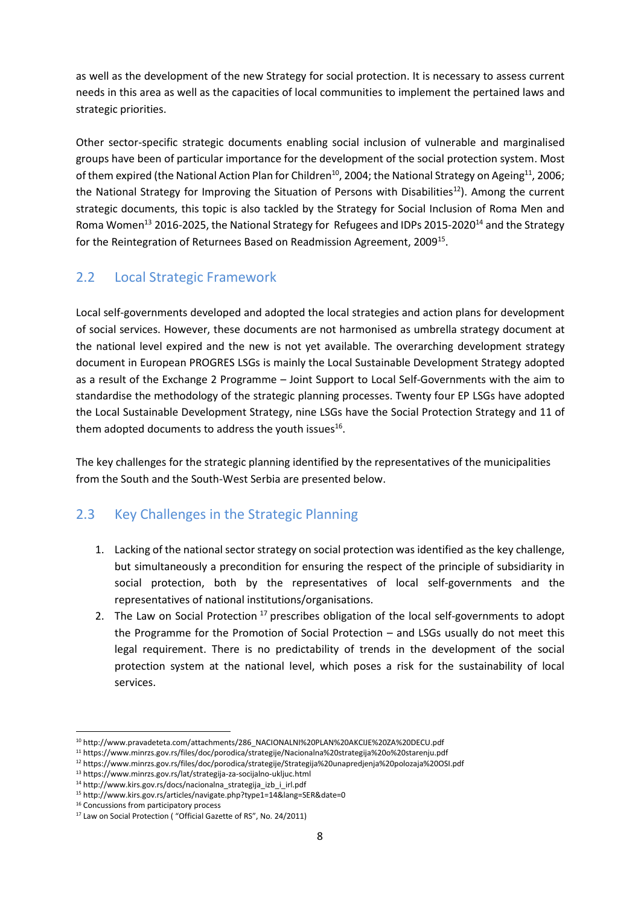as well as the development of the new Strategy for social protection. It is necessary to assess current needs in this area as well as the capacities of local communities to implement the pertained laws and strategic priorities.

Other sector-specific strategic documents enabling social inclusion of vulnerable and marginalised groups have been of particular importance for the development of the social protection system. Most of them expired (the National Action Plan for Children[10], 2004; the National Strategy on Ageing[11], 2006; the National Strategy for Improving the Situation of Persons with Disabilities[12]). Among the current strategic documents, this topic is also tackled by the Strategy for Social Inclusion of Roma Men and Roma Women[13] 2016-2025, the National Strategy for Refugees and IDPs 2015-2020[14] and the Strategy for the Reintegration of Returnees Based on Readmission Agreement, 2009[15].

## 2.2 Local Strategic Framework

Local self-governments developed and adopted the local strategies and action plans for development of social services. However, these documents are not harmonised as umbrella strategy document at the national level expired and the new is not yet available. The overarching development strategy document in European PROGRES LSGs is mainly the Local Sustainable Development Strategy adopted as a result of the Exchange 2 Programme – Joint Support to Local Self-Governments with the aim to standardise the methodology of the strategic planning processes. Twenty four EP LSGs have adopted the Local Sustainable Development Strategy, nine LSGs have the Social Protection Strategy and 11 of them adopted documents to address the youth issues[16].

The key challenges for the strategic planning identified by the representatives of the municipalities from the South and the South-West Serbia are presented below.

## 2.3 Key Challenges in the Strategic Planning

1. Lacking of the national sector strategy on social protection was identified as the key challenge, but simultaneously a precondition for ensuring the respect of the principle of subsidiarity in social protection, both by the representatives of local self-governments and the representatives of national institutions/organisations.
2. The Law on Social Protection [17] prescribes obligation of the local self-governments to adopt the Programme for the Promotion of Social Protection – and LSGs usually do not meet this legal requirement. There is no predictability of trends in the development of the social protection system at the national level, which poses a risk for the sustainability of local services.

---

[10] http://www.pravadeteta.com/attachments/286_NACIONALNI%20PLAN%20AKCIJE%20ZA%20DECU.pdf
[11] https://www.minrzs.gov.rs/files/doc/porodica/strategije/Nacionalna%20strategija%20o%20starenju.pdf
[12] https://www.minrzs.gov.rs/files/doc/porodica/strategije/Strategija%20unapredjenja%20polozaja%20OSI.pdf
[13] https://www.minrzs.gov.rs/lat/strategija-za-socijalno-ukljuc.html
[14] http://www.kirs.gov.rs/docs/nacionalna_strategija_izb_i_irl.pdf
[15] http://www.kirs.gov.rs/articles/navigate.php?type1=14&lang=SER&date=0
[16] Concussions from participatory process
[17] Law on Social Protection ( "Official Gazette of RS", No. 24/2011)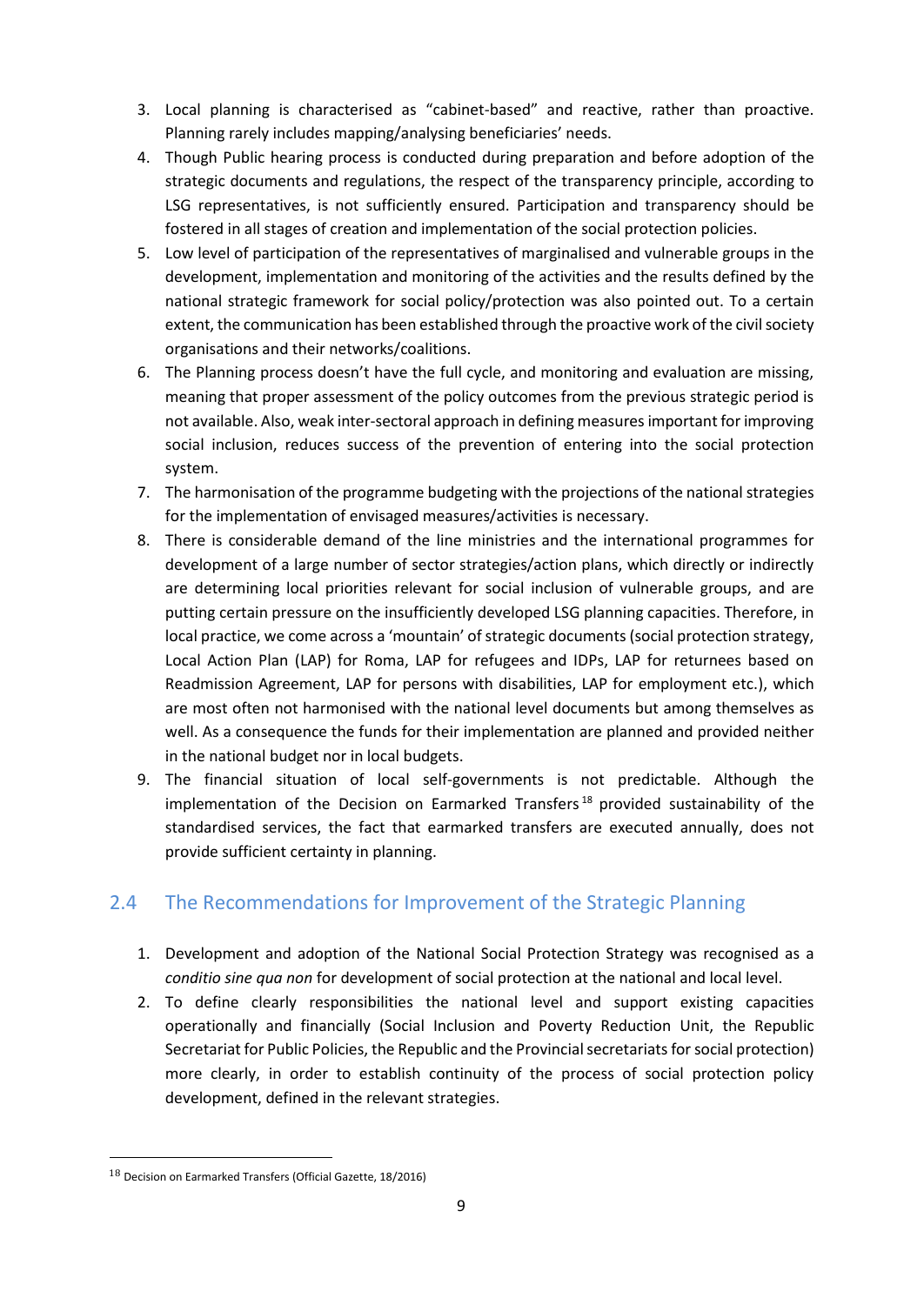3. Local planning is characterised as "cabinet-based" and reactive, rather than proactive. Planning rarely includes mapping/analysing beneficiaries' needs.
4. Though Public hearing process is conducted during preparation and before adoption of the strategic documents and regulations, the respect of the transparency principle, according to LSG representatives, is not sufficiently ensured. Participation and transparency should be fostered in all stages of creation and implementation of the social protection policies.
5. Low level of participation of the representatives of marginalised and vulnerable groups in the development, implementation and monitoring of the activities and the results defined by the national strategic framework for social policy/protection was also pointed out. To a certain extent, the communication has been established through the proactive work of the civil society organisations and their networks/coalitions.
6. The Planning process doesn't have the full cycle, and monitoring and evaluation are missing, meaning that proper assessment of the policy outcomes from the previous strategic period is not available. Also, weak inter-sectoral approach in defining measures important for improving social inclusion, reduces success of the prevention of entering into the social protection system.
7. The harmonisation of the programme budgeting with the projections of the national strategies for the implementation of envisaged measures/activities is necessary.
8. There is considerable demand of the line ministries and the international programmes for development of a large number of sector strategies/action plans, which directly or indirectly are determining local priorities relevant for social inclusion of vulnerable groups, and are putting certain pressure on the insufficiently developed LSG planning capacities. Therefore, in local practice, we come across a 'mountain' of strategic documents (social protection strategy, Local Action Plan (LAP) for Roma, LAP for refugees and IDPs, LAP for returnees based on Readmission Agreement, LAP for persons with disabilities, LAP for employment etc.), which are most often not harmonised with the national level documents but among themselves as well. As a consequence the funds for their implementation are planned and provided neither in the national budget nor in local budgets.
9. The financial situation of local self-governments is not predictable. Although the implementation of the Decision on Earmarked Transfers[18] provided sustainability of the standardised services, the fact that earmarked transfers are executed annually, does not provide sufficient certainty in planning.

## 2.4 The Recommendations for Improvement of the Strategic Planning

1. Development and adoption of the National Social Protection Strategy was recognised as a *conditio sine qua non* for development of social protection at the national and local level.
2. To define clearly responsibilities the national level and support existing capacities operationally and financially (Social Inclusion and Poverty Reduction Unit, the Republic Secretariat for Public Policies, the Republic and the Provincial secretariats for social protection) more clearly, in order to establish continuity of the process of social protection policy development, defined in the relevant strategies.

[18] Decision on Earmarked Transfers (Official Gazette, 18/2016)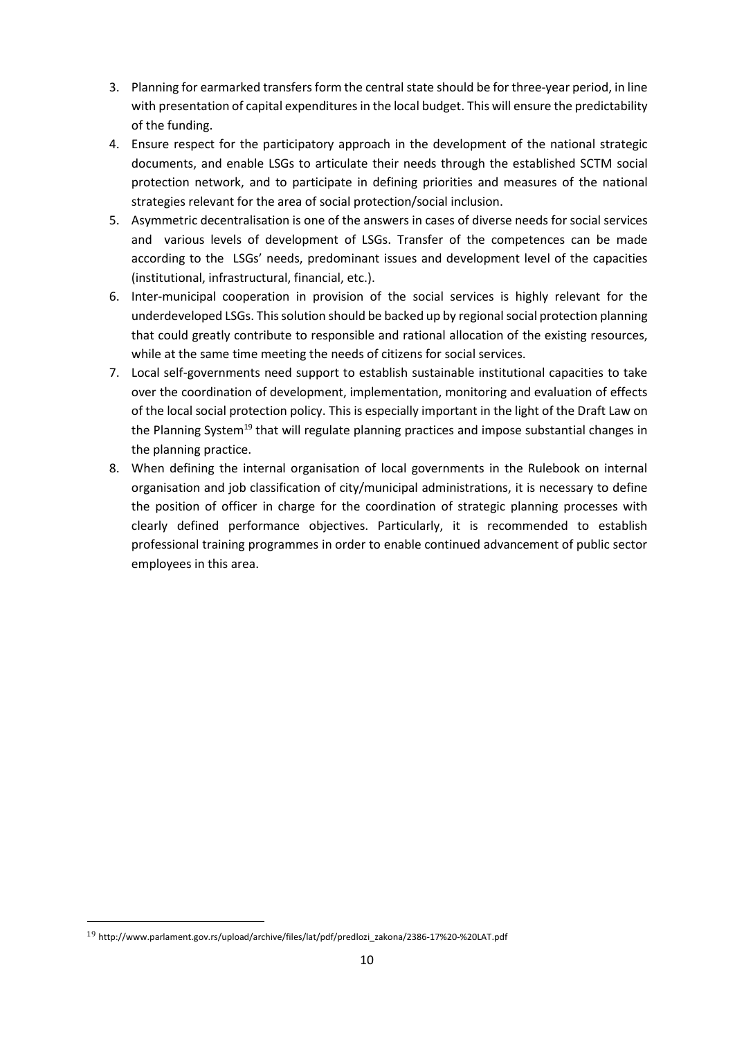3. Planning for earmarked transfers form the central state should be for three-year period, in line with presentation of capital expenditures in the local budget. This will ensure the predictability of the funding.
4. Ensure respect for the participatory approach in the development of the national strategic documents, and enable LSGs to articulate their needs through the established SCTM social protection network, and to participate in defining priorities and measures of the national strategies relevant for the area of social protection/social inclusion.
5. Asymmetric decentralisation is one of the answers in cases of diverse needs for social services and various levels of development of LSGs. Transfer of the competences can be made according to the LSGs' needs, predominant issues and development level of the capacities (institutional, infrastructural, financial, etc.).
6. Inter-municipal cooperation in provision of the social services is highly relevant for the underdeveloped LSGs. This solution should be backed up by regional social protection planning that could greatly contribute to responsible and rational allocation of the existing resources, while at the same time meeting the needs of citizens for social services.
7. Local self-governments need support to establish sustainable institutional capacities to take over the coordination of development, implementation, monitoring and evaluation of effects of the local social protection policy. This is especially important in the light of the Draft Law on the Planning System[19] that will regulate planning practices and impose substantial changes in the planning practice.
8. When defining the internal organisation of local governments in the Rulebook on internal organisation and job classification of city/municipal administrations, it is necessary to define the position of officer in charge for the coordination of strategic planning processes with clearly defined performance objectives. Particularly, it is recommended to establish professional training programmes in order to enable continued advancement of public sector employees in this area.

[19] http://www.parlament.gov.rs/upload/archive/files/lat/pdf/predlozi_zakona/2386-17%20-%20LAT.pdf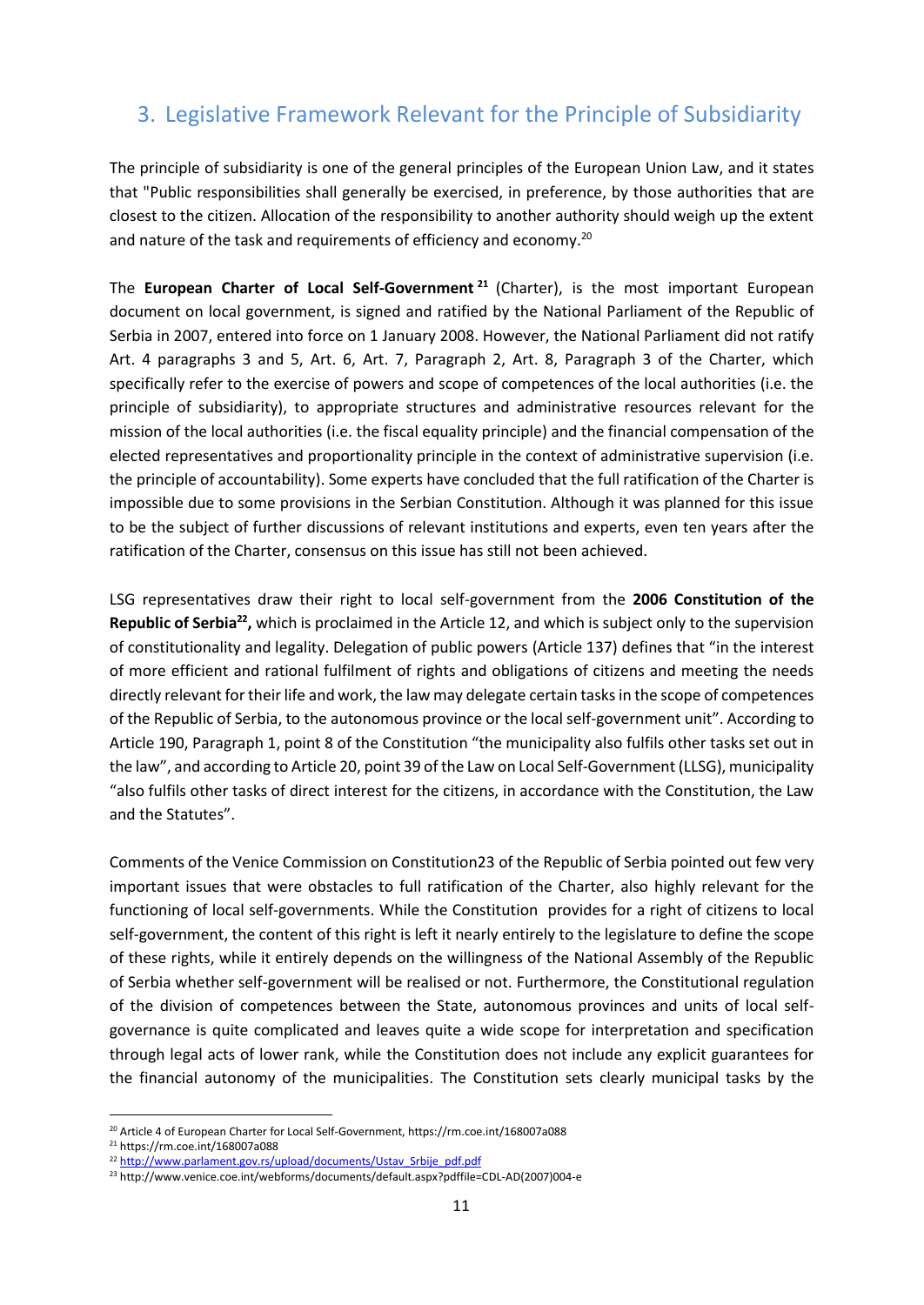## 3. Legislative Framework Relevant for the Principle of Subsidiarity

The principle of subsidiarity is one of the general principles of the European Union Law, and it states that "Public responsibilities shall generally be exercised, in preference, by those authorities that are closest to the citizen. Allocation of the responsibility to another authority should weigh up the extent and nature of the task and requirements of efficiency and economy.[20]

The **European Charter of Local Self-Government**[21] (Charter), is the most important European document on local government, is signed and ratified by the National Parliament of the Republic of Serbia in 2007, entered into force on 1 January 2008. However, the National Parliament did not ratify Art. 4 paragraphs 3 and 5, Art. 6, Art. 7, Paragraph 2, Art. 8, Paragraph 3 of the Charter, which specifically refer to the exercise of powers and scope of competences of the local authorities (i.e. the principle of subsidiarity), to appropriate structures and administrative resources relevant for the mission of the local authorities (i.e. the fiscal equality principle) and the financial compensation of the elected representatives and proportionality principle in the context of administrative supervision (i.e. the principle of accountability). Some experts have concluded that the full ratification of the Charter is impossible due to some provisions in the Serbian Constitution. Although it was planned for this issue to be the subject of further discussions of relevant institutions and experts, even ten years after the ratification of the Charter, consensus on this issue has still not been achieved.

LSG representatives draw their right to local self-government from the **2006 Constitution of the Republic of Serbia**[22]**,** which is proclaimed in the Article 12, and which is subject only to the supervision of constitutionality and legality. Delegation of public powers (Article 137) defines that "in the interest of more efficient and rational fulfilment of rights and obligations of citizens and meeting the needs directly relevant for their life and work, the law may delegate certain tasks in the scope of competences of the Republic of Serbia, to the autonomous province or the local self-government unit". According to Article 190, Paragraph 1, point 8 of the Constitution "the municipality also fulfils other tasks set out in the law", and according to Article 20, point 39 of the Law on Local Self-Government (LLSG), municipality "also fulfils other tasks of direct interest for the citizens, in accordance with the Constitution, the Law and the Statutes".

Comments of the Venice Commission on Constitution23 of the Republic of Serbia pointed out few very important issues that were obstacles to full ratification of the Charter, also highly relevant for the functioning of local self-governments. While the Constitution provides for a right of citizens to local self-government, the content of this right is left it nearly entirely to the legislature to define the scope of these rights, while it entirely depends on the willingness of the National Assembly of the Republic of Serbia whether self-government will be realised or not. Furthermore, the Constitutional regulation of the division of competences between the State, autonomous provinces and units of local self-governance is quite complicated and leaves quite a wide scope for interpretation and specification through legal acts of lower rank, while the Constitution does not include any explicit guarantees for the financial autonomy of the municipalities. The Constitution sets clearly municipal tasks by the

---

[20] Article 4 of European Charter for Local Self-Government, https://rm.coe.int/168007a088

[21] https://rm.coe.int/168007a088

[22] http://www.parlament.gov.rs/upload/documents/Ustav_Srbije_pdf.pdf

[23] http://www.venice.coe.int/webforms/documents/default.aspx?pdffile=CDL-AD(2007)004-e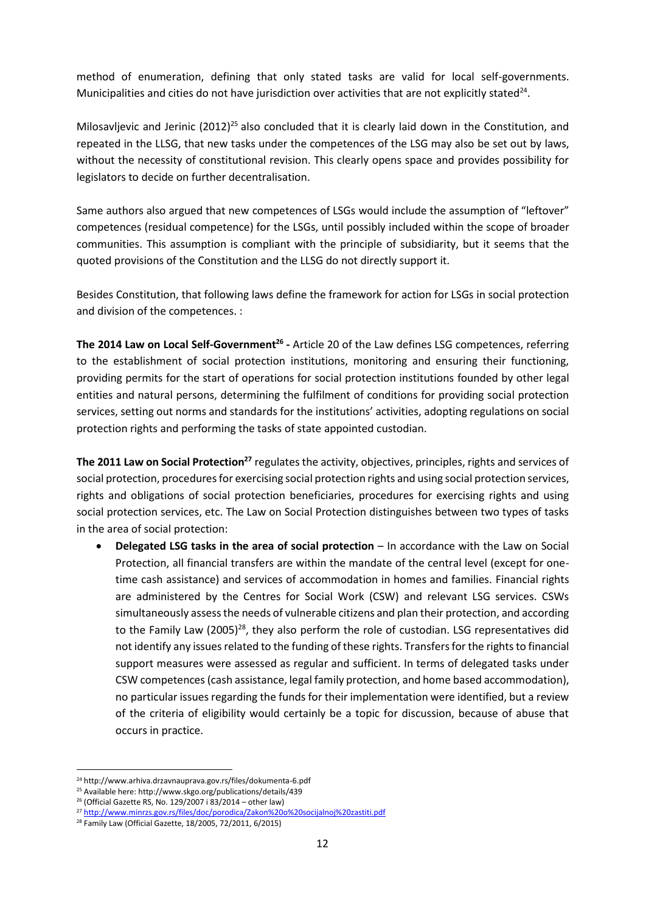method of enumeration, defining that only stated tasks are valid for local self-governments. Municipalities and cities do not have jurisdiction over activities that are not explicitly stated[24].

Milosavljevic and Jerinic (2012)[25] also concluded that it is clearly laid down in the Constitution, and repeated in the LLSG, that new tasks under the competences of the LSG may also be set out by laws, without the necessity of constitutional revision. This clearly opens space and provides possibility for legislators to decide on further decentralisation.

Same authors also argued that new competences of LSGs would include the assumption of "leftover" competences (residual competence) for the LSGs, until possibly included within the scope of broader communities. This assumption is compliant with the principle of subsidiarity, but it seems that the quoted provisions of the Constitution and the LLSG do not directly support it.

Besides Constitution, that following laws define the framework for action for LSGs in social protection and division of the competences. :

**The 2014 Law on Local Self-Government[26] -** Article 20 of the Law defines LSG competences, referring to the establishment of social protection institutions, monitoring and ensuring their functioning, providing permits for the start of operations for social protection institutions founded by other legal entities and natural persons, determining the fulfilment of conditions for providing social protection services, setting out norms and standards for the institutions' activities, adopting regulations on social protection rights and performing the tasks of state appointed custodian.

**The 2011 Law on Social Protection[27]** regulates the activity, objectives, principles, rights and services of social protection, procedures for exercising social protection rights and using social protection services, rights and obligations of social protection beneficiaries, procedures for exercising rights and using social protection services, etc. The Law on Social Protection distinguishes between two types of tasks in the area of social protection:

- **Delegated LSG tasks in the area of social protection** – In accordance with the Law on Social Protection, all financial transfers are within the mandate of the central level (except for one-time cash assistance) and services of accommodation in homes and families. Financial rights are administered by the Centres for Social Work (CSW) and relevant LSG services. CSWs simultaneously assess the needs of vulnerable citizens and plan their protection, and according to the Family Law (2005)[28], they also perform the role of custodian. LSG representatives did not identify any issues related to the funding of these rights. Transfers for the rights to financial support measures were assessed as regular and sufficient. In terms of delegated tasks under CSW competences (cash assistance, legal family protection, and home based accommodation), no particular issues regarding the funds for their implementation were identified, but a review of the criteria of eligibility would certainly be a topic for discussion, because of abuse that occurs in practice.

---

[24] http://www.arhiva.drzavnauprava.gov.rs/files/dokumenta-6.pdf

[25] Available here: http://www.skgo.org/publications/details/439

[26] (Official Gazette RS, No. 129/2007 i 83/2014 – other law)

[27] http://www.minrzs.gov.rs/files/doc/porodica/Zakon%20o%20socijalnoj%20zastiti.pdf

[28] Family Law (Official Gazette, 18/2005, 72/2011, 6/2015)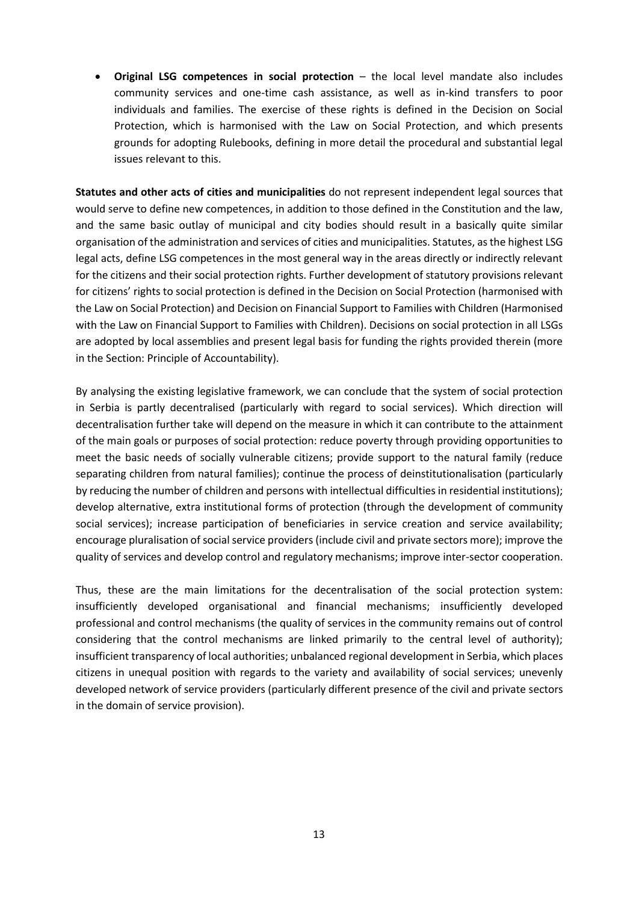- **Original LSG competences in social protection** – the local level mandate also includes community services and one-time cash assistance, as well as in-kind transfers to poor individuals and families. The exercise of these rights is defined in the Decision on Social Protection, which is harmonised with the Law on Social Protection, and which presents grounds for adopting Rulebooks, defining in more detail the procedural and substantial legal issues relevant to this.

**Statutes and other acts of cities and municipalities** do not represent independent legal sources that would serve to define new competences, in addition to those defined in the Constitution and the law, and the same basic outlay of municipal and city bodies should result in a basically quite similar organisation of the administration and services of cities and municipalities. Statutes, as the highest LSG legal acts, define LSG competences in the most general way in the areas directly or indirectly relevant for the citizens and their social protection rights. Further development of statutory provisions relevant for citizens' rights to social protection is defined in the Decision on Social Protection (harmonised with the Law on Social Protection) and Decision on Financial Support to Families with Children (Harmonised with the Law on Financial Support to Families with Children). Decisions on social protection in all LSGs are adopted by local assemblies and present legal basis for funding the rights provided therein (more in the Section: Principle of Accountability).

By analysing the existing legislative framework, we can conclude that the system of social protection in Serbia is partly decentralised (particularly with regard to social services). Which direction will decentralisation further take will depend on the measure in which it can contribute to the attainment of the main goals or purposes of social protection: reduce poverty through providing opportunities to meet the basic needs of socially vulnerable citizens; provide support to the natural family (reduce separating children from natural families); continue the process of deinstitutionalisation (particularly by reducing the number of children and persons with intellectual difficulties in residential institutions); develop alternative, extra institutional forms of protection (through the development of community social services); increase participation of beneficiaries in service creation and service availability; encourage pluralisation of social service providers (include civil and private sectors more); improve the quality of services and develop control and regulatory mechanisms; improve inter-sector cooperation.

Thus, these are the main limitations for the decentralisation of the social protection system: insufficiently developed organisational and financial mechanisms; insufficiently developed professional and control mechanisms (the quality of services in the community remains out of control considering that the control mechanisms are linked primarily to the central level of authority); insufficient transparency of local authorities; unbalanced regional development in Serbia, which places citizens in unequal position with regards to the variety and availability of social services; unevenly developed network of service providers (particularly different presence of the civil and private sectors in the domain of service provision).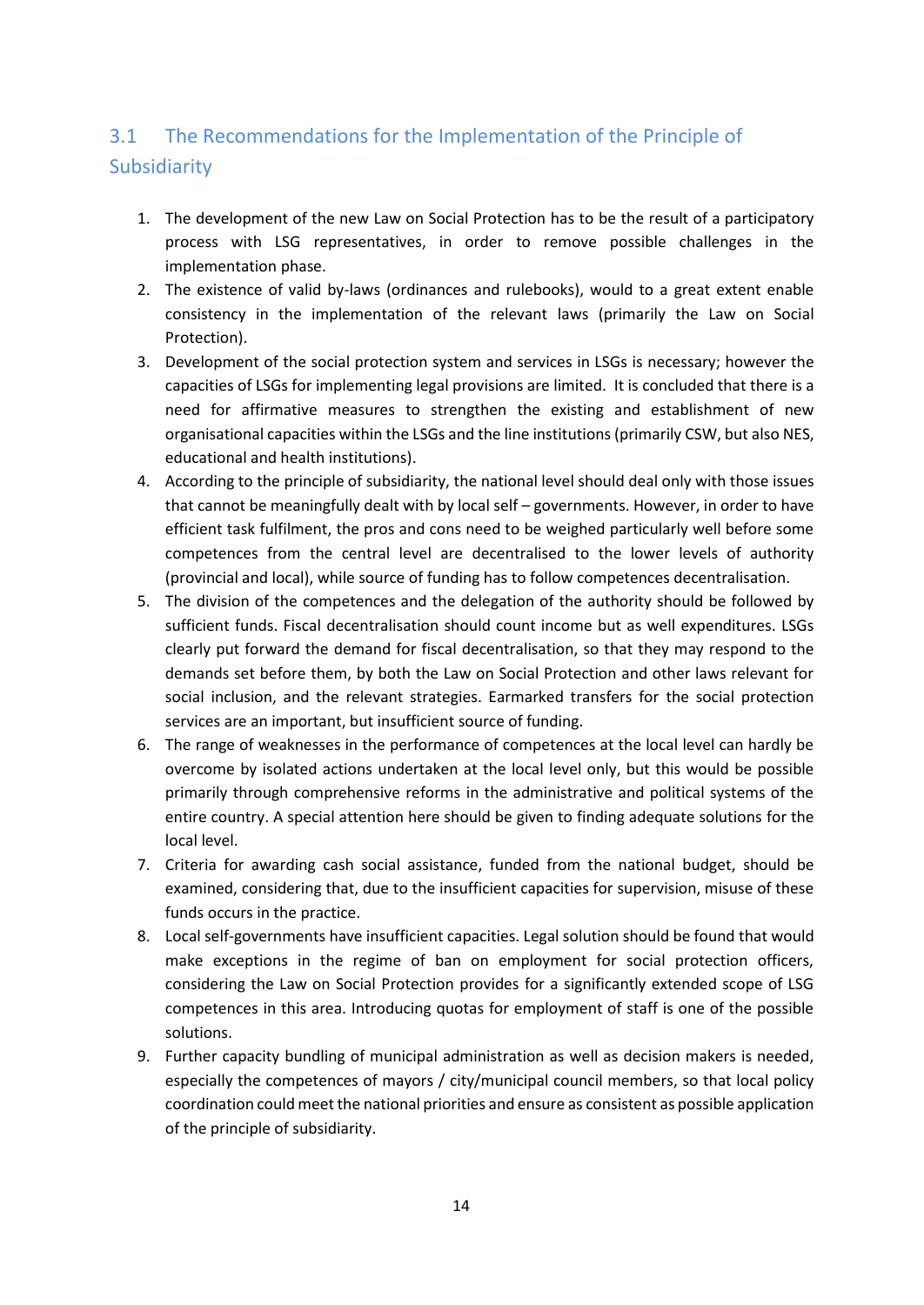## 3.1 The Recommendations for the Implementation of the Principle of Subsidiarity

1. The development of the new Law on Social Protection has to be the result of a participatory process with LSG representatives, in order to remove possible challenges in the implementation phase.
2. The existence of valid by-laws (ordinances and rulebooks), would to a great extent enable consistency in the implementation of the relevant laws (primarily the Law on Social Protection).
3. Development of the social protection system and services in LSGs is necessary; however the capacities of LSGs for implementing legal provisions are limited. It is concluded that there is a need for affirmative measures to strengthen the existing and establishment of new organisational capacities within the LSGs and the line institutions (primarily CSW, but also NES, educational and health institutions).
4. According to the principle of subsidiarity, the national level should deal only with those issues that cannot be meaningfully dealt with by local self – governments. However, in order to have efficient task fulfilment, the pros and cons need to be weighed particularly well before some competences from the central level are decentralised to the lower levels of authority (provincial and local), while source of funding has to follow competences decentralisation.
5. The division of the competences and the delegation of the authority should be followed by sufficient funds. Fiscal decentralisation should count income but as well expenditures. LSGs clearly put forward the demand for fiscal decentralisation, so that they may respond to the demands set before them, by both the Law on Social Protection and other laws relevant for social inclusion, and the relevant strategies. Earmarked transfers for the social protection services are an important, but insufficient source of funding.
6. The range of weaknesses in the performance of competences at the local level can hardly be overcome by isolated actions undertaken at the local level only, but this would be possible primarily through comprehensive reforms in the administrative and political systems of the entire country. A special attention here should be given to finding adequate solutions for the local level.
7. Criteria for awarding cash social assistance, funded from the national budget, should be examined, considering that, due to the insufficient capacities for supervision, misuse of these funds occurs in the practice.
8. Local self-governments have insufficient capacities. Legal solution should be found that would make exceptions in the regime of ban on employment for social protection officers, considering the Law on Social Protection provides for a significantly extended scope of LSG competences in this area. Introducing quotas for employment of staff is one of the possible solutions.
9. Further capacity bundling of municipal administration as well as decision makers is needed, especially the competences of mayors / city/municipal council members, so that local policy coordination could meet the national priorities and ensure as consistent as possible application of the principle of subsidiarity.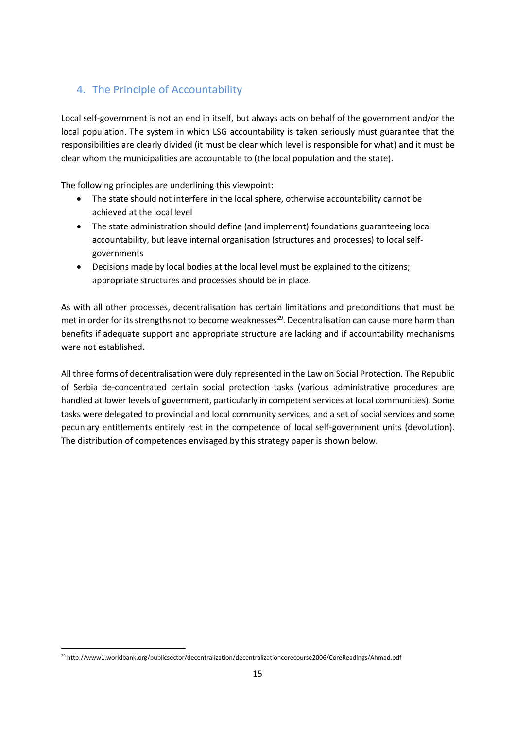## 4. The Principle of Accountability

Local self-government is not an end in itself, but always acts on behalf of the government and/or the local population. The system in which LSG accountability is taken seriously must guarantee that the responsibilities are clearly divided (it must be clear which level is responsible for what) and it must be clear whom the municipalities are accountable to (the local population and the state).

The following principles are underlining this viewpoint:

- The state should not interfere in the local sphere, otherwise accountability cannot be achieved at the local level
- The state administration should define (and implement) foundations guaranteeing local accountability, but leave internal organisation (structures and processes) to local self-governments
- Decisions made by local bodies at the local level must be explained to the citizens; appropriate structures and processes should be in place.

As with all other processes, decentralisation has certain limitations and preconditions that must be met in order for its strengths not to become weaknesses[29]. Decentralisation can cause more harm than benefits if adequate support and appropriate structure are lacking and if accountability mechanisms were not established.

All three forms of decentralisation were duly represented in the Law on Social Protection. The Republic of Serbia de-concentrated certain social protection tasks (various administrative procedures are handled at lower levels of government, particularly in competent services at local communities). Some tasks were delegated to provincial and local community services, and a set of social services and some pecuniary entitlements entirely rest in the competence of local self-government units (devolution). The distribution of competences envisaged by this strategy paper is shown below.

[29] http://www1.worldbank.org/publicsector/decentralization/decentralizationcorecourse2006/CoreReadings/Ahmad.pdf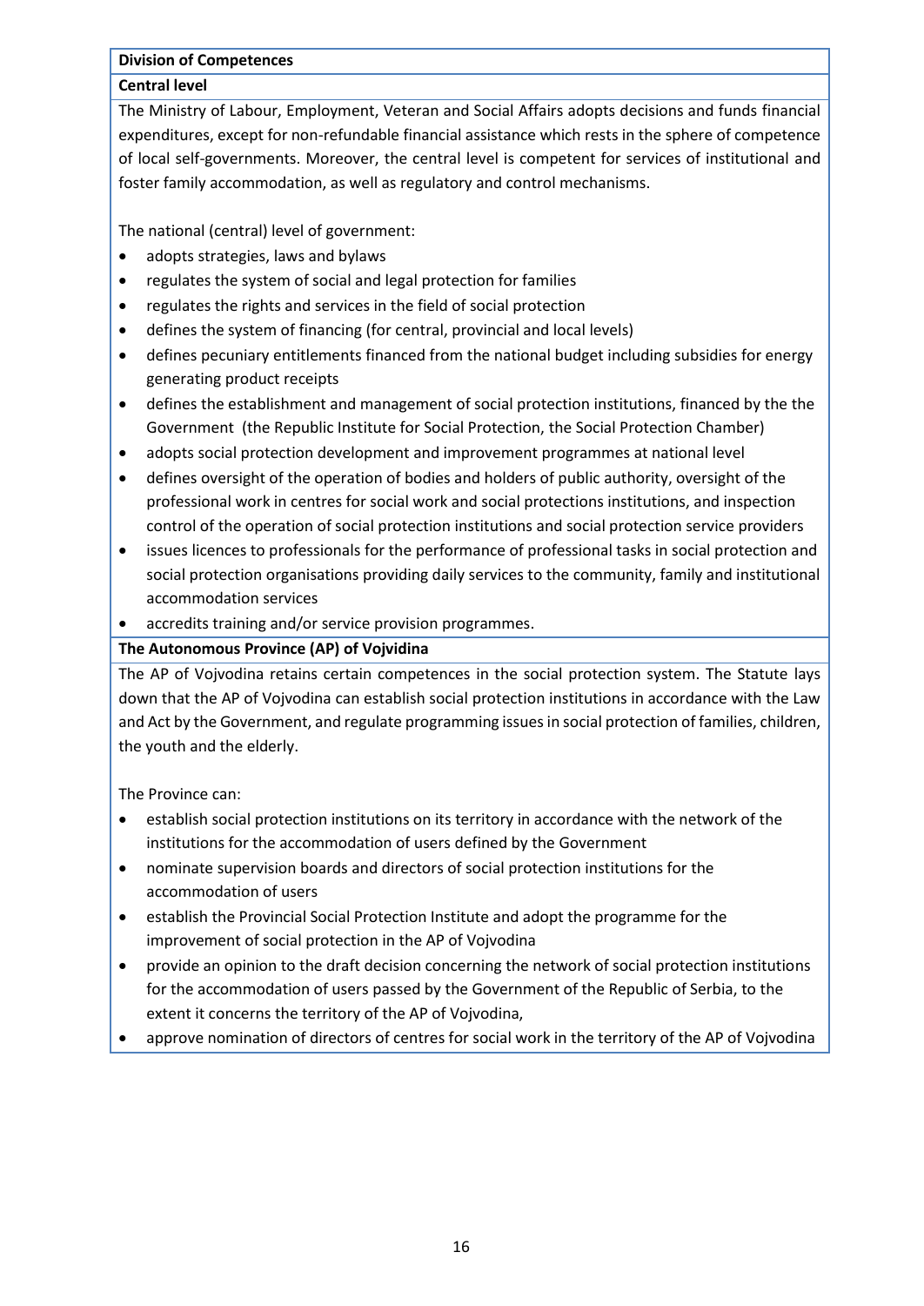**Division of Competences**

**Central level**

The Ministry of Labour, Employment, Veteran and Social Affairs adopts decisions and funds financial expenditures, except for non-refundable financial assistance which rests in the sphere of competence of local self-governments. Moreover, the central level is competent for services of institutional and foster family accommodation, as well as regulatory and control mechanisms.

The national (central) level of government:

- adopts strategies, laws and bylaws
- regulates the system of social and legal protection for families
- regulates the rights and services in the field of social protection
- defines the system of financing (for central, provincial and local levels)
- defines pecuniary entitlements financed from the national budget including subsidies for energy generating product receipts
- defines the establishment and management of social protection institutions, financed by the the Government (the Republic Institute for Social Protection, the Social Protection Chamber)
- adopts social protection development and improvement programmes at national level
- defines oversight of the operation of bodies and holders of public authority, oversight of the professional work in centres for social work and social protections institutions, and inspection control of the operation of social protection institutions and social protection service providers
- issues licences to professionals for the performance of professional tasks in social protection and social protection organisations providing daily services to the community, family and institutional accommodation services
- accredits training and/or service provision programmes.

**The Autonomous Province (AP) of Vojvidina**

The AP of Vojvodina retains certain competences in the social protection system. The Statute lays down that the AP of Vojvodina can establish social protection institutions in accordance with the Law and Act by the Government, and regulate programming issues in social protection of families, children, the youth and the elderly.

The Province can:

- establish social protection institutions on its territory in accordance with the network of the institutions for the accommodation of users defined by the Government
- nominate supervision boards and directors of social protection institutions for the accommodation of users
- establish the Provincial Social Protection Institute and adopt the programme for the improvement of social protection in the AP of Vojvodina
- provide an opinion to the draft decision concerning the network of social protection institutions for the accommodation of users passed by the Government of the Republic of Serbia, to the extent it concerns the territory of the AP of Vojvodina,
- approve nomination of directors of centres for social work in the territory of the AP of Vojvodina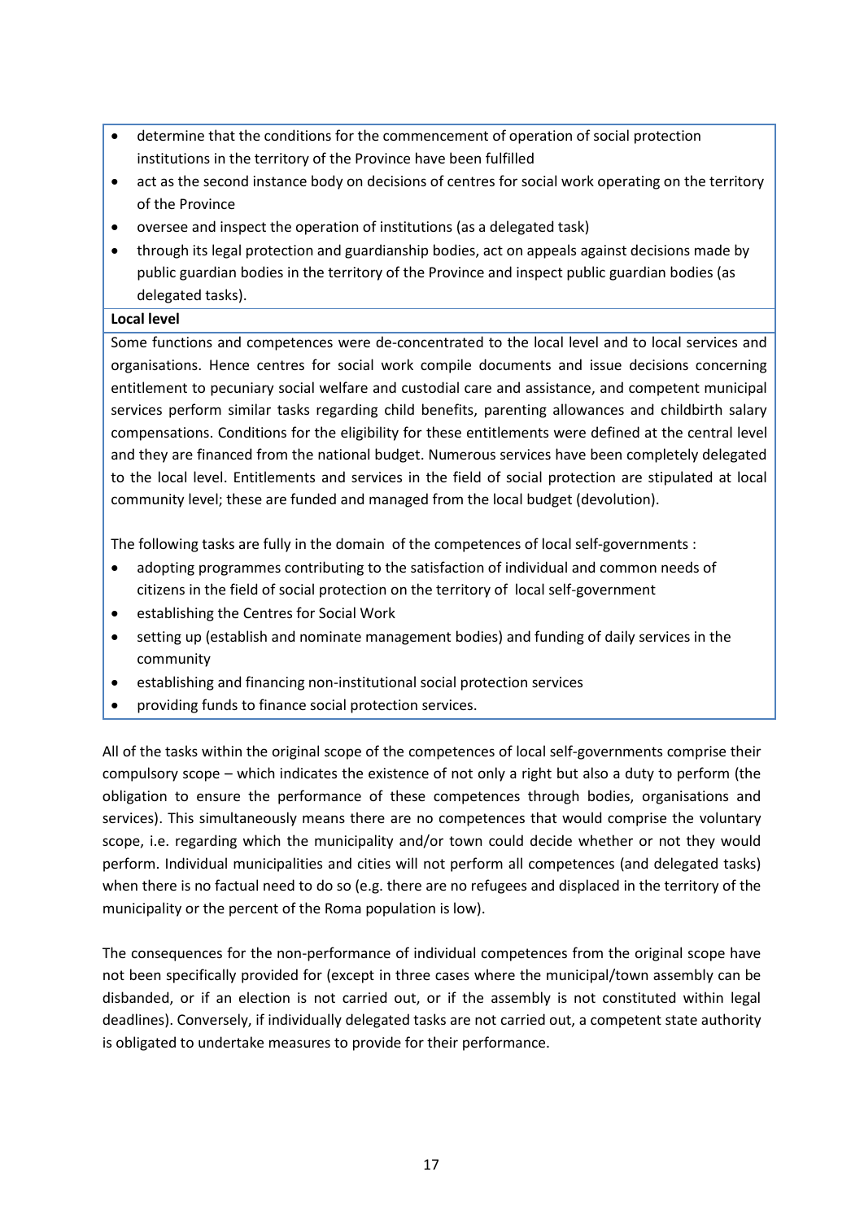- determine that the conditions for the commencement of operation of social protection institutions in the territory of the Province have been fulfilled
- act as the second instance body on decisions of centres for social work operating on the territory of the Province
- oversee and inspect the operation of institutions (as a delegated task)
- through its legal protection and guardianship bodies, act on appeals against decisions made by public guardian bodies in the territory of the Province and inspect public guardian bodies (as delegated tasks).

**Local level**

Some functions and competences were de-concentrated to the local level and to local services and organisations. Hence centres for social work compile documents and issue decisions concerning entitlement to pecuniary social welfare and custodial care and assistance, and competent municipal services perform similar tasks regarding child benefits, parenting allowances and childbirth salary compensations. Conditions for the eligibility for these entitlements were defined at the central level and they are financed from the national budget. Numerous services have been completely delegated to the local level. Entitlements and services in the field of social protection are stipulated at local community level; these are funded and managed from the local budget (devolution).

The following tasks are fully in the domain of the competences of local self-governments :

- adopting programmes contributing to the satisfaction of individual and common needs of citizens in the field of social protection on the territory of local self-government
- establishing the Centres for Social Work
- setting up (establish and nominate management bodies) and funding of daily services in the community
- establishing and financing non-institutional social protection services
- providing funds to finance social protection services.

All of the tasks within the original scope of the competences of local self-governments comprise their compulsory scope – which indicates the existence of not only a right but also a duty to perform (the obligation to ensure the performance of these competences through bodies, organisations and services). This simultaneously means there are no competences that would comprise the voluntary scope, i.e. regarding which the municipality and/or town could decide whether or not they would perform. Individual municipalities and cities will not perform all competences (and delegated tasks) when there is no factual need to do so (e.g. there are no refugees and displaced in the territory of the municipality or the percent of the Roma population is low).

The consequences for the non-performance of individual competences from the original scope have not been specifically provided for (except in three cases where the municipal/town assembly can be disbanded, or if an election is not carried out, or if the assembly is not constituted within legal deadlines). Conversely, if individually delegated tasks are not carried out, a competent state authority is obligated to undertake measures to provide for their performance.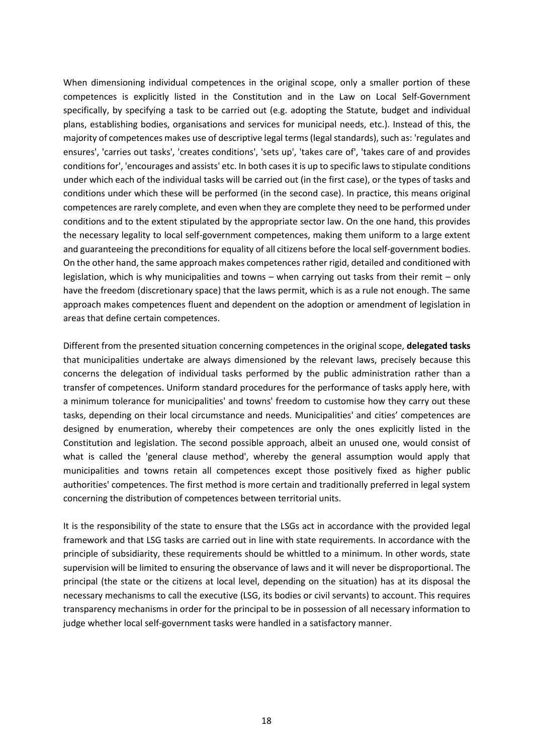When dimensioning individual competences in the original scope, only a smaller portion of these competences is explicitly listed in the Constitution and in the Law on Local Self-Government specifically, by specifying a task to be carried out (e.g. adopting the Statute, budget and individual plans, establishing bodies, organisations and services for municipal needs, etc.). Instead of this, the majority of competences makes use of descriptive legal terms (legal standards), such as: 'regulates and ensures', 'carries out tasks', 'creates conditions', 'sets up', 'takes care of', 'takes care of and provides conditions for', 'encourages and assists' etc. In both cases it is up to specific laws to stipulate conditions under which each of the individual tasks will be carried out (in the first case), or the types of tasks and conditions under which these will be performed (in the second case). In practice, this means original competences are rarely complete, and even when they are complete they need to be performed under conditions and to the extent stipulated by the appropriate sector law. On the one hand, this provides the necessary legality to local self-government competences, making them uniform to a large extent and guaranteeing the preconditions for equality of all citizens before the local self-government bodies. On the other hand, the same approach makes competences rather rigid, detailed and conditioned with legislation, which is why municipalities and towns – when carrying out tasks from their remit – only have the freedom (discretionary space) that the laws permit, which is as a rule not enough. The same approach makes competences fluent and dependent on the adoption or amendment of legislation in areas that define certain competences.

Different from the presented situation concerning competences in the original scope, **delegated tasks** that municipalities undertake are always dimensioned by the relevant laws, precisely because this concerns the delegation of individual tasks performed by the public administration rather than a transfer of competences. Uniform standard procedures for the performance of tasks apply here, with a minimum tolerance for municipalities' and towns' freedom to customise how they carry out these tasks, depending on their local circumstance and needs. Municipalities' and cities' competences are designed by enumeration, whereby their competences are only the ones explicitly listed in the Constitution and legislation. The second possible approach, albeit an unused one, would consist of what is called the 'general clause method', whereby the general assumption would apply that municipalities and towns retain all competences except those positively fixed as higher public authorities' competences. The first method is more certain and traditionally preferred in legal system concerning the distribution of competences between territorial units.

It is the responsibility of the state to ensure that the LSGs act in accordance with the provided legal framework and that LSG tasks are carried out in line with state requirements. In accordance with the principle of subsidiarity, these requirements should be whittled to a minimum. In other words, state supervision will be limited to ensuring the observance of laws and it will never be disproportional. The principal (the state or the citizens at local level, depending on the situation) has at its disposal the necessary mechanisms to call the executive (LSG, its bodies or civil servants) to account. This requires transparency mechanisms in order for the principal to be in possession of all necessary information to judge whether local self-government tasks were handled in a satisfactory manner.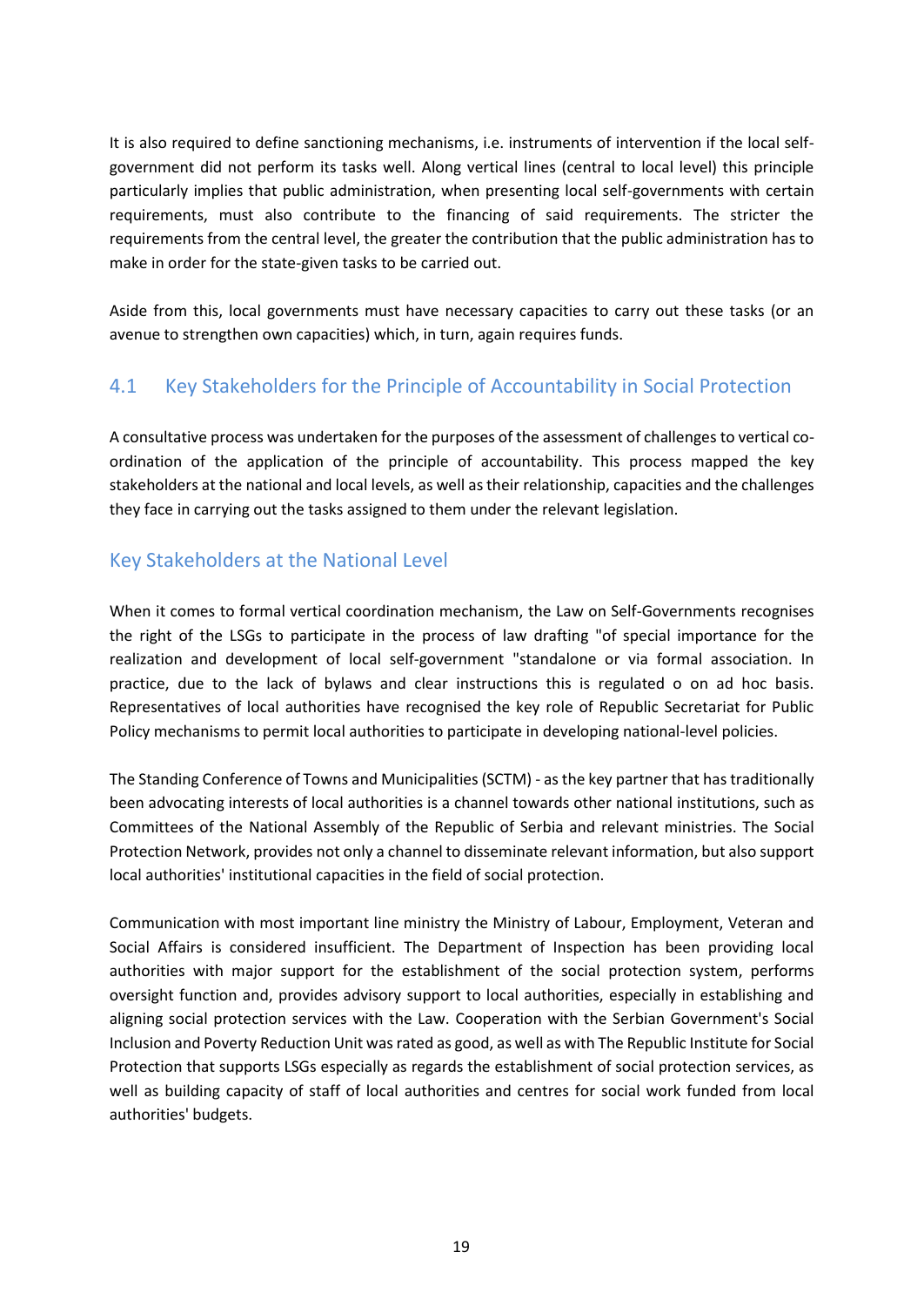It is also required to define sanctioning mechanisms, i.e. instruments of intervention if the local self-government did not perform its tasks well. Along vertical lines (central to local level) this principle particularly implies that public administration, when presenting local self-governments with certain requirements, must also contribute to the financing of said requirements. The stricter the requirements from the central level, the greater the contribution that the public administration has to make in order for the state-given tasks to be carried out.

Aside from this, local governments must have necessary capacities to carry out these tasks (or an avenue to strengthen own capacities) which, in turn, again requires funds.

## 4.1 Key Stakeholders for the Principle of Accountability in Social Protection

A consultative process was undertaken for the purposes of the assessment of challenges to vertical co-ordination of the application of the principle of accountability. This process mapped the key stakeholders at the national and local levels, as well as their relationship, capacities and the challenges they face in carrying out the tasks assigned to them under the relevant legislation.

### Key Stakeholders at the National Level

When it comes to formal vertical coordination mechanism, the Law on Self-Governments recognises the right of the LSGs to participate in the process of law drafting "of special importance for the realization and development of local self-government "standalone or via formal association. In practice, due to the lack of bylaws and clear instructions this is regulated o on ad hoc basis. Representatives of local authorities have recognised the key role of Republic Secretariat for Public Policy mechanisms to permit local authorities to participate in developing national-level policies.

The Standing Conference of Towns and Municipalities (SCTM) - as the key partner that has traditionally been advocating interests of local authorities is a channel towards other national institutions, such as Committees of the National Assembly of the Republic of Serbia and relevant ministries. The Social Protection Network, provides not only a channel to disseminate relevant information, but also support local authorities' institutional capacities in the field of social protection.

Communication with most important line ministry the Ministry of Labour, Employment, Veteran and Social Affairs is considered insufficient. The Department of Inspection has been providing local authorities with major support for the establishment of the social protection system, performs oversight function and, provides advisory support to local authorities, especially in establishing and aligning social protection services with the Law. Cooperation with the Serbian Government's Social Inclusion and Poverty Reduction Unit was rated as good, as well as with The Republic Institute for Social Protection that supports LSGs especially as regards the establishment of social protection services, as well as building capacity of staff of local authorities and centres for social work funded from local authorities' budgets.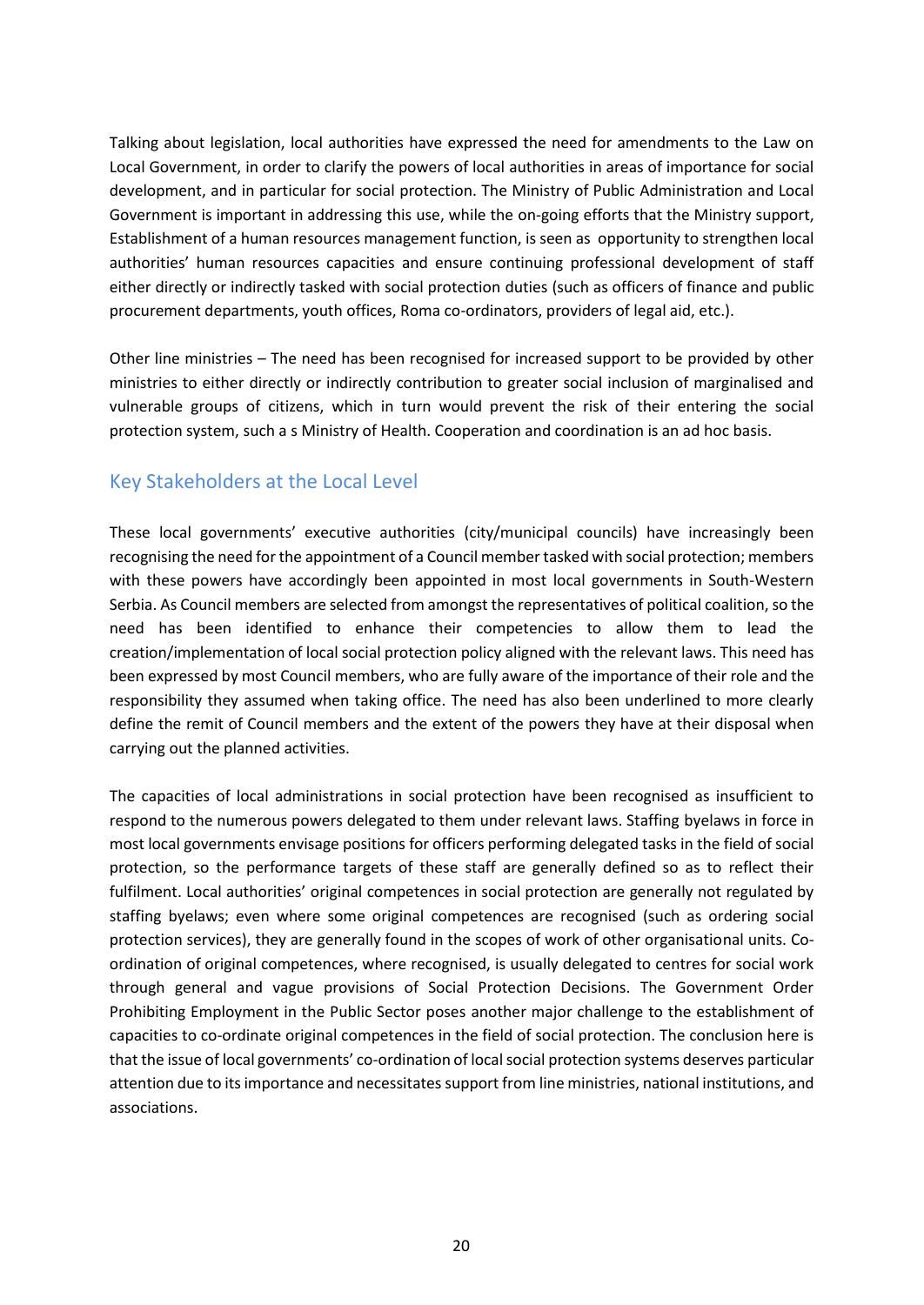Talking about legislation, local authorities have expressed the need for amendments to the Law on Local Government, in order to clarify the powers of local authorities in areas of importance for social development, and in particular for social protection. The Ministry of Public Administration and Local Government is important in addressing this use, while the on-going efforts that the Ministry support, Establishment of a human resources management function, is seen as opportunity to strengthen local authorities' human resources capacities and ensure continuing professional development of staff either directly or indirectly tasked with social protection duties (such as officers of finance and public procurement departments, youth offices, Roma co-ordinators, providers of legal aid, etc.).

Other line ministries – The need has been recognised for increased support to be provided by other ministries to either directly or indirectly contribution to greater social inclusion of marginalised and vulnerable groups of citizens, which in turn would prevent the risk of their entering the social protection system, such a s Ministry of Health. Cooperation and coordination is an ad hoc basis.

## Key Stakeholders at the Local Level

These local governments' executive authorities (city/municipal councils) have increasingly been recognising the need for the appointment of a Council member tasked with social protection; members with these powers have accordingly been appointed in most local governments in South-Western Serbia. As Council members are selected from amongst the representatives of political coalition, so the need has been identified to enhance their competencies to allow them to lead the creation/implementation of local social protection policy aligned with the relevant laws. This need has been expressed by most Council members, who are fully aware of the importance of their role and the responsibility they assumed when taking office. The need has also been underlined to more clearly define the remit of Council members and the extent of the powers they have at their disposal when carrying out the planned activities.

The capacities of local administrations in social protection have been recognised as insufficient to respond to the numerous powers delegated to them under relevant laws. Staffing byelaws in force in most local governments envisage positions for officers performing delegated tasks in the field of social protection, so the performance targets of these staff are generally defined so as to reflect their fulfilment. Local authorities' original competences in social protection are generally not regulated by staffing byelaws; even where some original competences are recognised (such as ordering social protection services), they are generally found in the scopes of work of other organisational units. Co-ordination of original competences, where recognised, is usually delegated to centres for social work through general and vague provisions of Social Protection Decisions. The Government Order Prohibiting Employment in the Public Sector poses another major challenge to the establishment of capacities to co-ordinate original competences in the field of social protection. The conclusion here is that the issue of local governments' co-ordination of local social protection systems deserves particular attention due to its importance and necessitates support from line ministries, national institutions, and associations.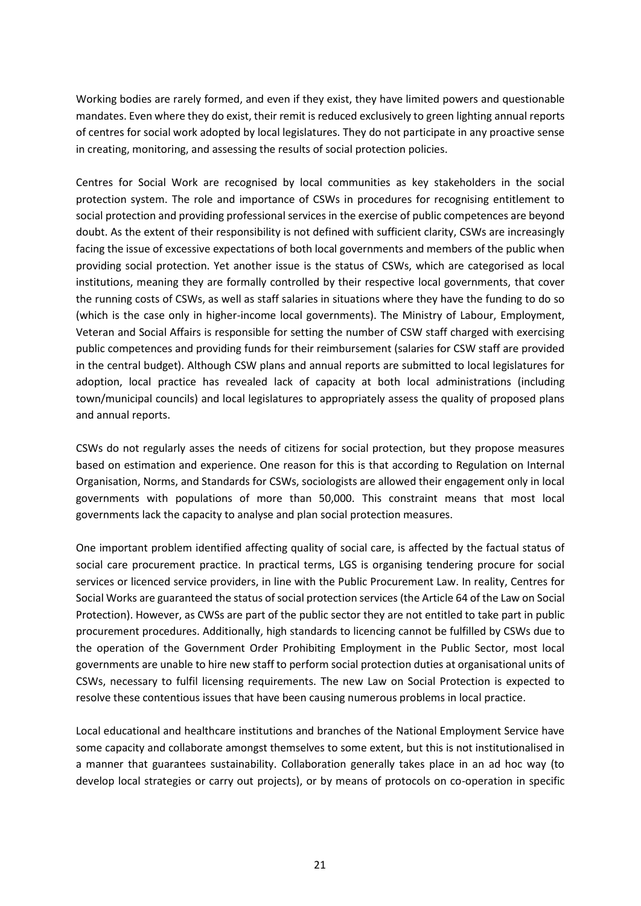Working bodies are rarely formed, and even if they exist, they have limited powers and questionable mandates. Even where they do exist, their remit is reduced exclusively to green lighting annual reports of centres for social work adopted by local legislatures. They do not participate in any proactive sense in creating, monitoring, and assessing the results of social protection policies.

Centres for Social Work are recognised by local communities as key stakeholders in the social protection system. The role and importance of CSWs in procedures for recognising entitlement to social protection and providing professional services in the exercise of public competences are beyond doubt. As the extent of their responsibility is not defined with sufficient clarity, CSWs are increasingly facing the issue of excessive expectations of both local governments and members of the public when providing social protection. Yet another issue is the status of CSWs, which are categorised as local institutions, meaning they are formally controlled by their respective local governments, that cover the running costs of CSWs, as well as staff salaries in situations where they have the funding to do so (which is the case only in higher-income local governments). The Ministry of Labour, Employment, Veteran and Social Affairs is responsible for setting the number of CSW staff charged with exercising public competences and providing funds for their reimbursement (salaries for CSW staff are provided in the central budget). Although CSW plans and annual reports are submitted to local legislatures for adoption, local practice has revealed lack of capacity at both local administrations (including town/municipal councils) and local legislatures to appropriately assess the quality of proposed plans and annual reports.

CSWs do not regularly asses the needs of citizens for social protection, but they propose measures based on estimation and experience. One reason for this is that according to Regulation on Internal Organisation, Norms, and Standards for CSWs, sociologists are allowed their engagement only in local governments with populations of more than 50,000. This constraint means that most local governments lack the capacity to analyse and plan social protection measures.

One important problem identified affecting quality of social care, is affected by the factual status of social care procurement practice. In practical terms, LGS is organising tendering procure for social services or licenced service providers, in line with the Public Procurement Law. In reality, Centres for Social Works are guaranteed the status of social protection services (the Article 64 of the Law on Social Protection). However, as CWSs are part of the public sector they are not entitled to take part in public procurement procedures. Additionally, high standards to licencing cannot be fulfilled by CSWs due to the operation of the Government Order Prohibiting Employment in the Public Sector, most local governments are unable to hire new staff to perform social protection duties at organisational units of CSWs, necessary to fulfil licensing requirements. The new Law on Social Protection is expected to resolve these contentious issues that have been causing numerous problems in local practice.

Local educational and healthcare institutions and branches of the National Employment Service have some capacity and collaborate amongst themselves to some extent, but this is not institutionalised in a manner that guarantees sustainability. Collaboration generally takes place in an ad hoc way (to develop local strategies or carry out projects), or by means of protocols on co-operation in specific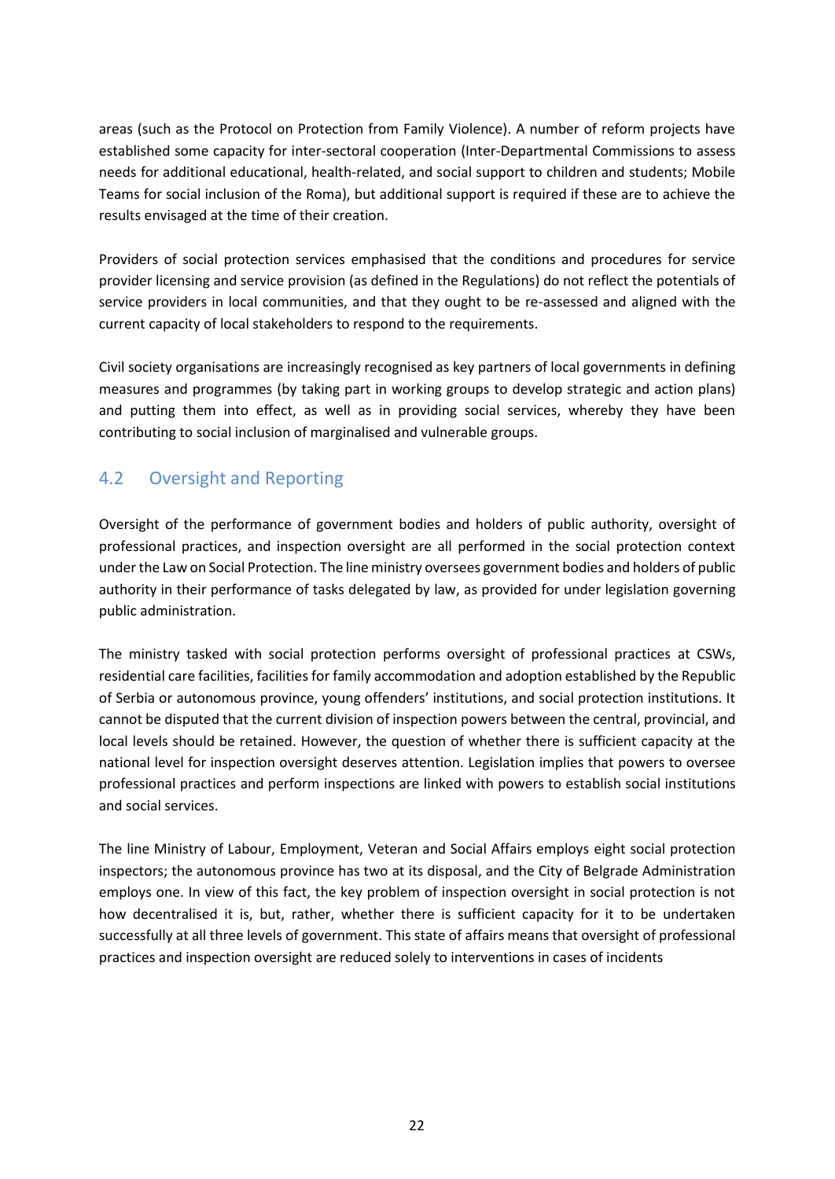areas (such as the Protocol on Protection from Family Violence). A number of reform projects have established some capacity for inter-sectoral cooperation (Inter-Departmental Commissions to assess needs for additional educational, health-related, and social support to children and students; Mobile Teams for social inclusion of the Roma), but additional support is required if these are to achieve the results envisaged at the time of their creation.

Providers of social protection services emphasised that the conditions and procedures for service provider licensing and service provision (as defined in the Regulations) do not reflect the potentials of service providers in local communities, and that they ought to be re-assessed and aligned with the current capacity of local stakeholders to respond to the requirements.

Civil society organisations are increasingly recognised as key partners of local governments in defining measures and programmes (by taking part in working groups to develop strategic and action plans) and putting them into effect, as well as in providing social services, whereby they have been contributing to social inclusion of marginalised and vulnerable groups.

## 4.2 Oversight and Reporting

Oversight of the performance of government bodies and holders of public authority, oversight of professional practices, and inspection oversight are all performed in the social protection context under the Law on Social Protection. The line ministry oversees government bodies and holders of public authority in their performance of tasks delegated by law, as provided for under legislation governing public administration.

The ministry tasked with social protection performs oversight of professional practices at CSWs, residential care facilities, facilities for family accommodation and adoption established by the Republic of Serbia or autonomous province, young offenders' institutions, and social protection institutions. It cannot be disputed that the current division of inspection powers between the central, provincial, and local levels should be retained. However, the question of whether there is sufficient capacity at the national level for inspection oversight deserves attention. Legislation implies that powers to oversee professional practices and perform inspections are linked with powers to establish social institutions and social services.

The line Ministry of Labour, Employment, Veteran and Social Affairs employs eight social protection inspectors; the autonomous province has two at its disposal, and the City of Belgrade Administration employs one. In view of this fact, the key problem of inspection oversight in social protection is not how decentralised it is, but, rather, whether there is sufficient capacity for it to be undertaken successfully at all three levels of government. This state of affairs means that oversight of professional practices and inspection oversight are reduced solely to interventions in cases of incidents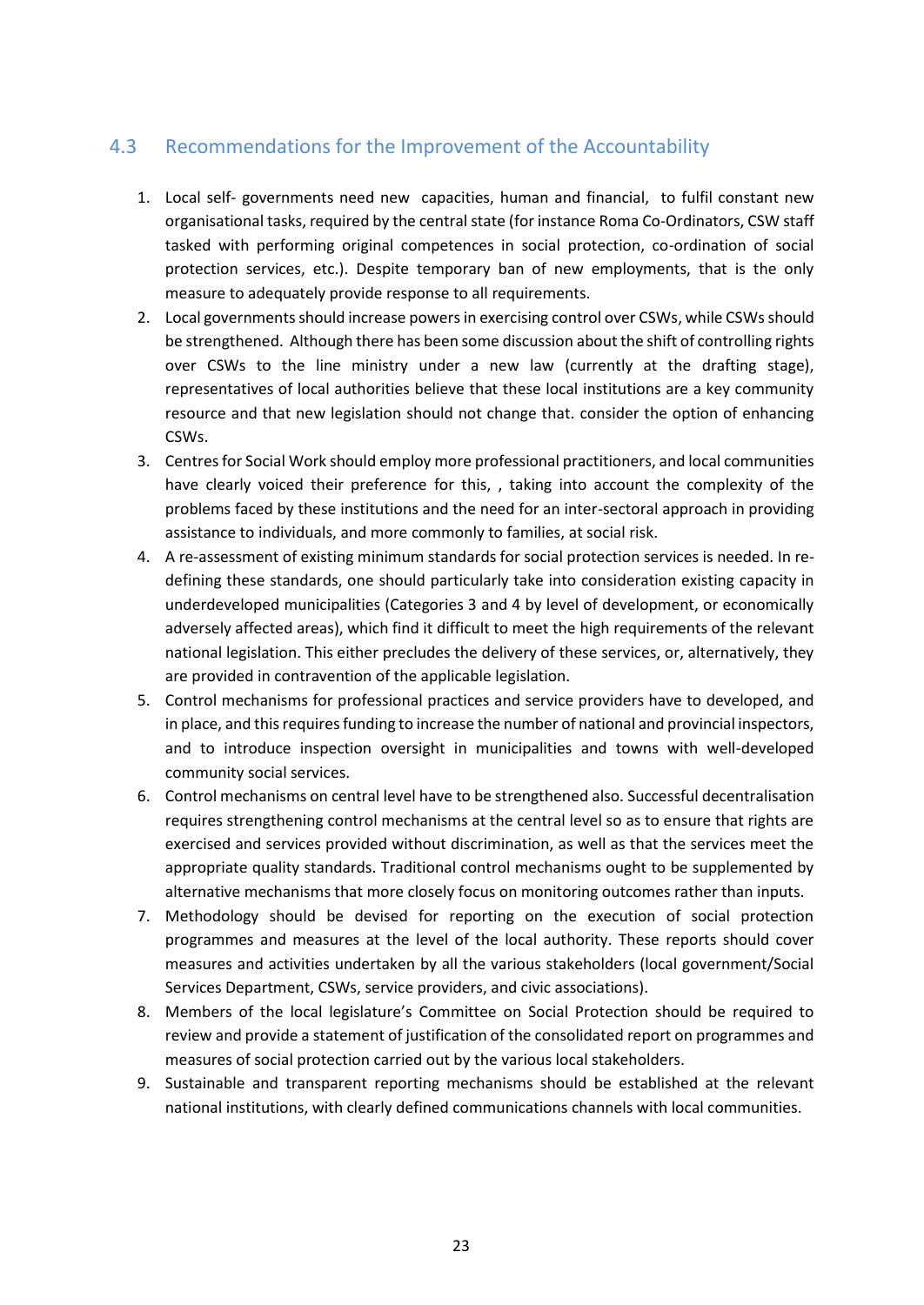## 4.3 Recommendations for the Improvement of the Accountability

1. Local self- governments need new capacities, human and financial, to fulfil constant new organisational tasks, required by the central state (for instance Roma Co-Ordinators, CSW staff tasked with performing original competences in social protection, co-ordination of social protection services, etc.). Despite temporary ban of new employments, that is the only measure to adequately provide response to all requirements.
2. Local governments should increase powers in exercising control over CSWs, while CSWs should be strengthened. Although there has been some discussion about the shift of controlling rights over CSWs to the line ministry under a new law (currently at the drafting stage), representatives of local authorities believe that these local institutions are a key community resource and that new legislation should not change that. consider the option of enhancing CSWs.
3. Centres for Social Work should employ more professional practitioners, and local communities have clearly voiced their preference for this, , taking into account the complexity of the problems faced by these institutions and the need for an inter-sectoral approach in providing assistance to individuals, and more commonly to families, at social risk.
4. A re-assessment of existing minimum standards for social protection services is needed. In re-defining these standards, one should particularly take into consideration existing capacity in underdeveloped municipalities (Categories 3 and 4 by level of development, or economically adversely affected areas), which find it difficult to meet the high requirements of the relevant national legislation. This either precludes the delivery of these services, or, alternatively, they are provided in contravention of the applicable legislation.
5. Control mechanisms for professional practices and service providers have to developed, and in place, and this requires funding to increase the number of national and provincial inspectors, and to introduce inspection oversight in municipalities and towns with well-developed community social services.
6. Control mechanisms on central level have to be strengthened also. Successful decentralisation requires strengthening control mechanisms at the central level so as to ensure that rights are exercised and services provided without discrimination, as well as that the services meet the appropriate quality standards. Traditional control mechanisms ought to be supplemented by alternative mechanisms that more closely focus on monitoring outcomes rather than inputs.
7. Methodology should be devised for reporting on the execution of social protection programmes and measures at the level of the local authority. These reports should cover measures and activities undertaken by all the various stakeholders (local government/Social Services Department, CSWs, service providers, and civic associations).
8. Members of the local legislature's Committee on Social Protection should be required to review and provide a statement of justification of the consolidated report on programmes and measures of social protection carried out by the various local stakeholders.
9. Sustainable and transparent reporting mechanisms should be established at the relevant national institutions, with clearly defined communications channels with local communities.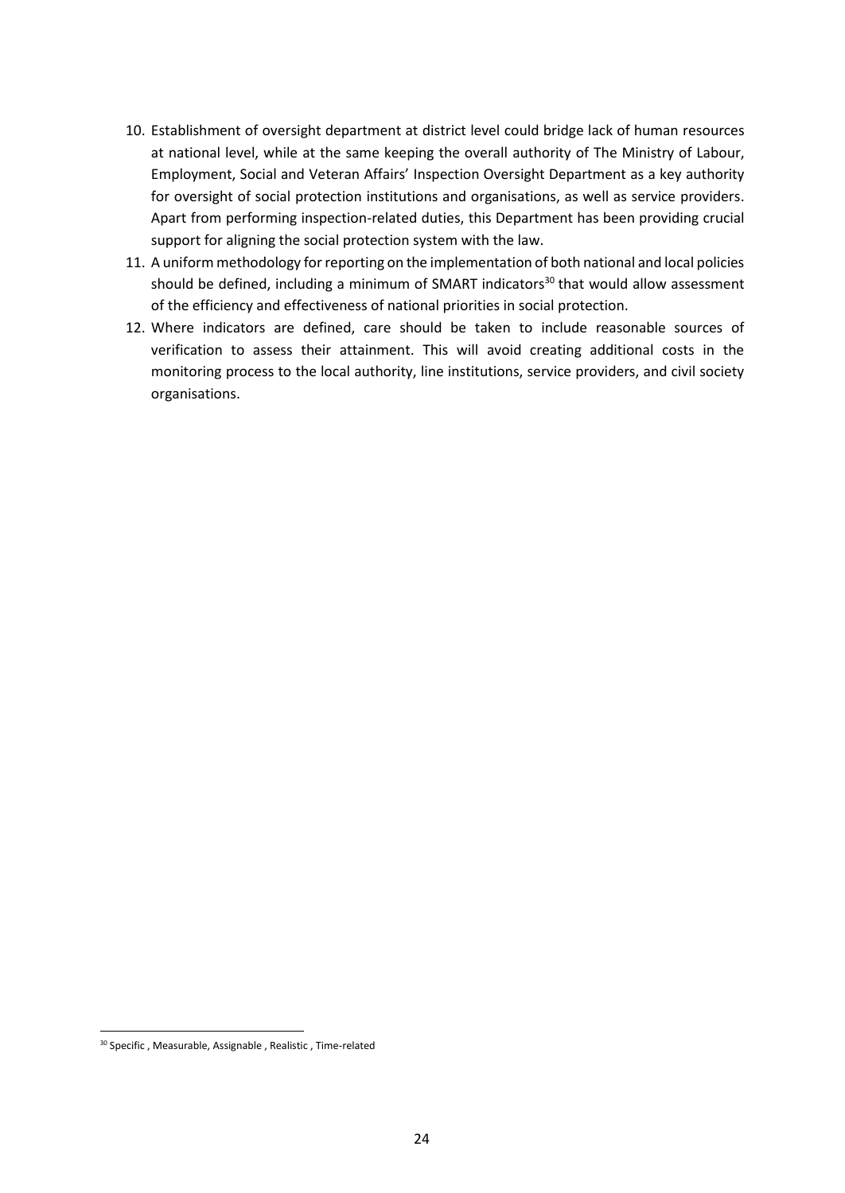10. Establishment of oversight department at district level could bridge lack of human resources at national level, while at the same keeping the overall authority of The Ministry of Labour, Employment, Social and Veteran Affairs' Inspection Oversight Department as a key authority for oversight of social protection institutions and organisations, as well as service providers. Apart from performing inspection-related duties, this Department has been providing crucial support for aligning the social protection system with the law.
11. A uniform methodology for reporting on the implementation of both national and local policies should be defined, including a minimum of SMART indicators[30] that would allow assessment of the efficiency and effectiveness of national priorities in social protection.
12. Where indicators are defined, care should be taken to include reasonable sources of verification to assess their attainment. This will avoid creating additional costs in the monitoring process to the local authority, line institutions, service providers, and civil society organisations.

[30] Specific , Measurable, Assignable , Realistic , Time-related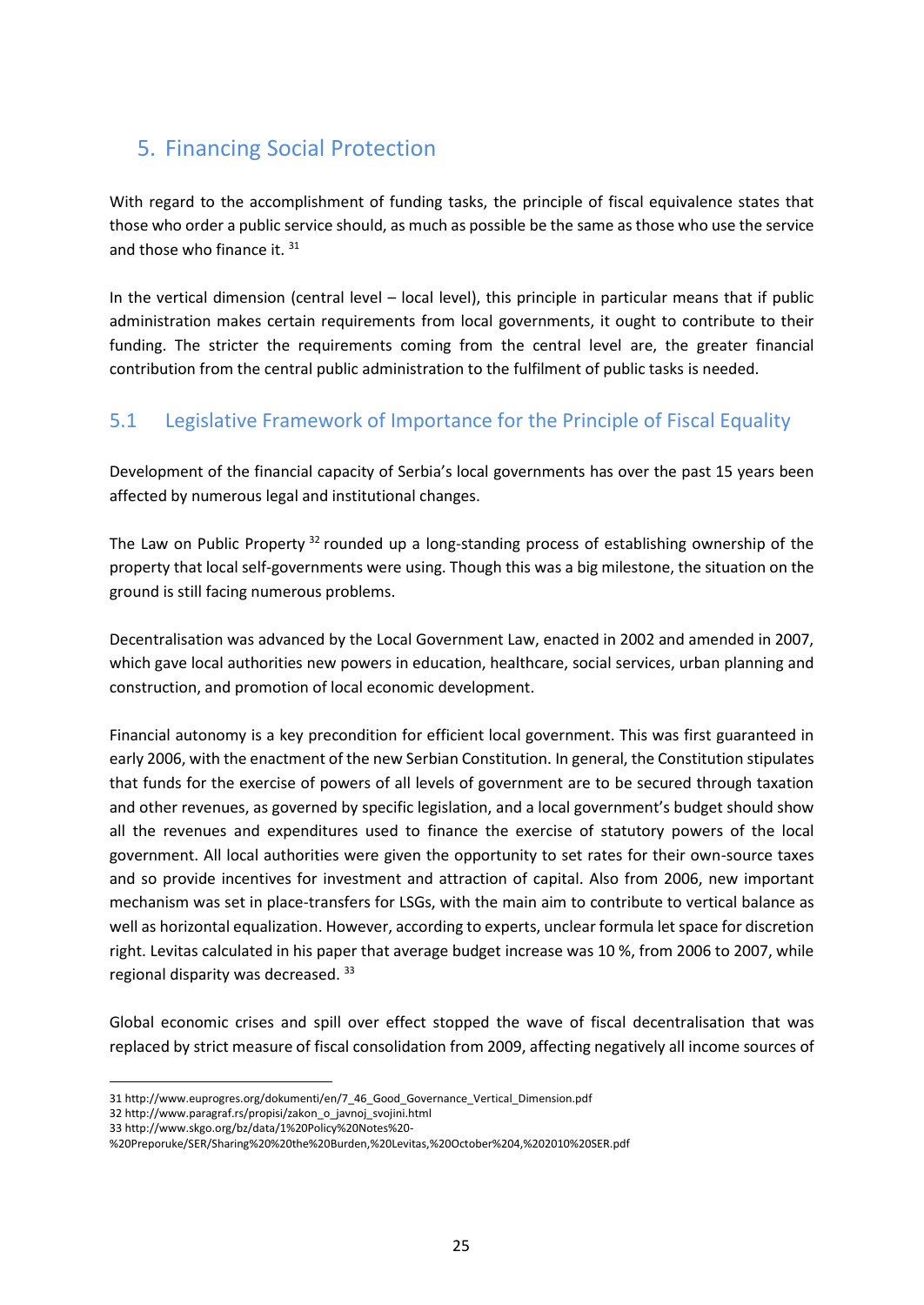## 5. Financing Social Protection

With regard to the accomplishment of funding tasks, the principle of fiscal equivalence states that those who order a public service should, as much as possible be the same as those who use the service and those who finance it. [31]

In the vertical dimension (central level – local level), this principle in particular means that if public administration makes certain requirements from local governments, it ought to contribute to their funding. The stricter the requirements coming from the central level are, the greater financial contribution from the central public administration to the fulfilment of public tasks is needed.

### 5.1 Legislative Framework of Importance for the Principle of Fiscal Equality

Development of the financial capacity of Serbia's local governments has over the past 15 years been affected by numerous legal and institutional changes.

The Law on Public Property [32] rounded up a long-standing process of establishing ownership of the property that local self-governments were using. Though this was a big milestone, the situation on the ground is still facing numerous problems.

Decentralisation was advanced by the Local Government Law, enacted in 2002 and amended in 2007, which gave local authorities new powers in education, healthcare, social services, urban planning and construction, and promotion of local economic development.

Financial autonomy is a key precondition for efficient local government. This was first guaranteed in early 2006, with the enactment of the new Serbian Constitution. In general, the Constitution stipulates that funds for the exercise of powers of all levels of government are to be secured through taxation and other revenues, as governed by specific legislation, and a local government's budget should show all the revenues and expenditures used to finance the exercise of statutory powers of the local government. All local authorities were given the opportunity to set rates for their own-source taxes and so provide incentives for investment and attraction of capital. Also from 2006, new important mechanism was set in place-transfers for LSGs, with the main aim to contribute to vertical balance as well as horizontal equalization. However, according to experts, unclear formula let space for discretion right. Levitas calculated in his paper that average budget increase was 10 %, from 2006 to 2007, while regional disparity was decreased. [33]

Global economic crises and spill over effect stopped the wave of fiscal decentralisation that was replaced by strict measure of fiscal consolidation from 2009, affecting negatively all income sources of

---

31 http://www.euprogres.org/dokumenti/en/7_46_Good_Governance_Vertical_Dimension.pdf
32 http://www.paragraf.rs/propisi/zakon_o_javnoj_svojini.html
33 http://www.skgo.org/bz/data/1%20Policy%20Notes%20-%20Preporuke/SER/Sharing%20%20the%20Burden,%20Levitas,%20October%204,%202010%20SER.pdf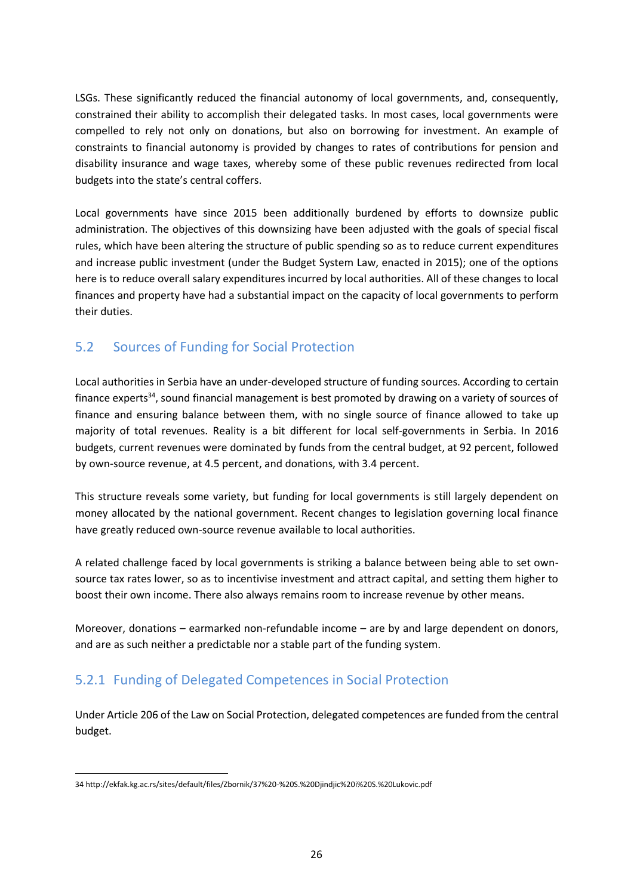LSGs. These significantly reduced the financial autonomy of local governments, and, consequently, constrained their ability to accomplish their delegated tasks. In most cases, local governments were compelled to rely not only on donations, but also on borrowing for investment. An example of constraints to financial autonomy is provided by changes to rates of contributions for pension and disability insurance and wage taxes, whereby some of these public revenues redirected from local budgets into the state's central coffers.

Local governments have since 2015 been additionally burdened by efforts to downsize public administration. The objectives of this downsizing have been adjusted with the goals of special fiscal rules, which have been altering the structure of public spending so as to reduce current expenditures and increase public investment (under the Budget System Law, enacted in 2015); one of the options here is to reduce overall salary expenditures incurred by local authorities. All of these changes to local finances and property have had a substantial impact on the capacity of local governments to perform their duties.

## 5.2 Sources of Funding for Social Protection

Local authorities in Serbia have an under-developed structure of funding sources. According to certain finance experts[34], sound financial management is best promoted by drawing on a variety of sources of finance and ensuring balance between them, with no single source of finance allowed to take up majority of total revenues. Reality is a bit different for local self-governments in Serbia. In 2016 budgets, current revenues were dominated by funds from the central budget, at 92 percent, followed by own-source revenue, at 4.5 percent, and donations, with 3.4 percent.

This structure reveals some variety, but funding for local governments is still largely dependent on money allocated by the national government. Recent changes to legislation governing local finance have greatly reduced own-source revenue available to local authorities.

A related challenge faced by local governments is striking a balance between being able to set own-source tax rates lower, so as to incentivise investment and attract capital, and setting them higher to boost their own income. There also always remains room to increase revenue by other means.

Moreover, donations – earmarked non-refundable income – are by and large dependent on donors, and are as such neither a predictable nor a stable part of the funding system.

### 5.2.1 Funding of Delegated Competences in Social Protection

Under Article 206 of the Law on Social Protection, delegated competences are funded from the central budget.

34 http://ekfak.kg.ac.rs/sites/default/files/Zbornik/37%20-%20S.%20Djindjic%20i%20S.%20Lukovic.pdf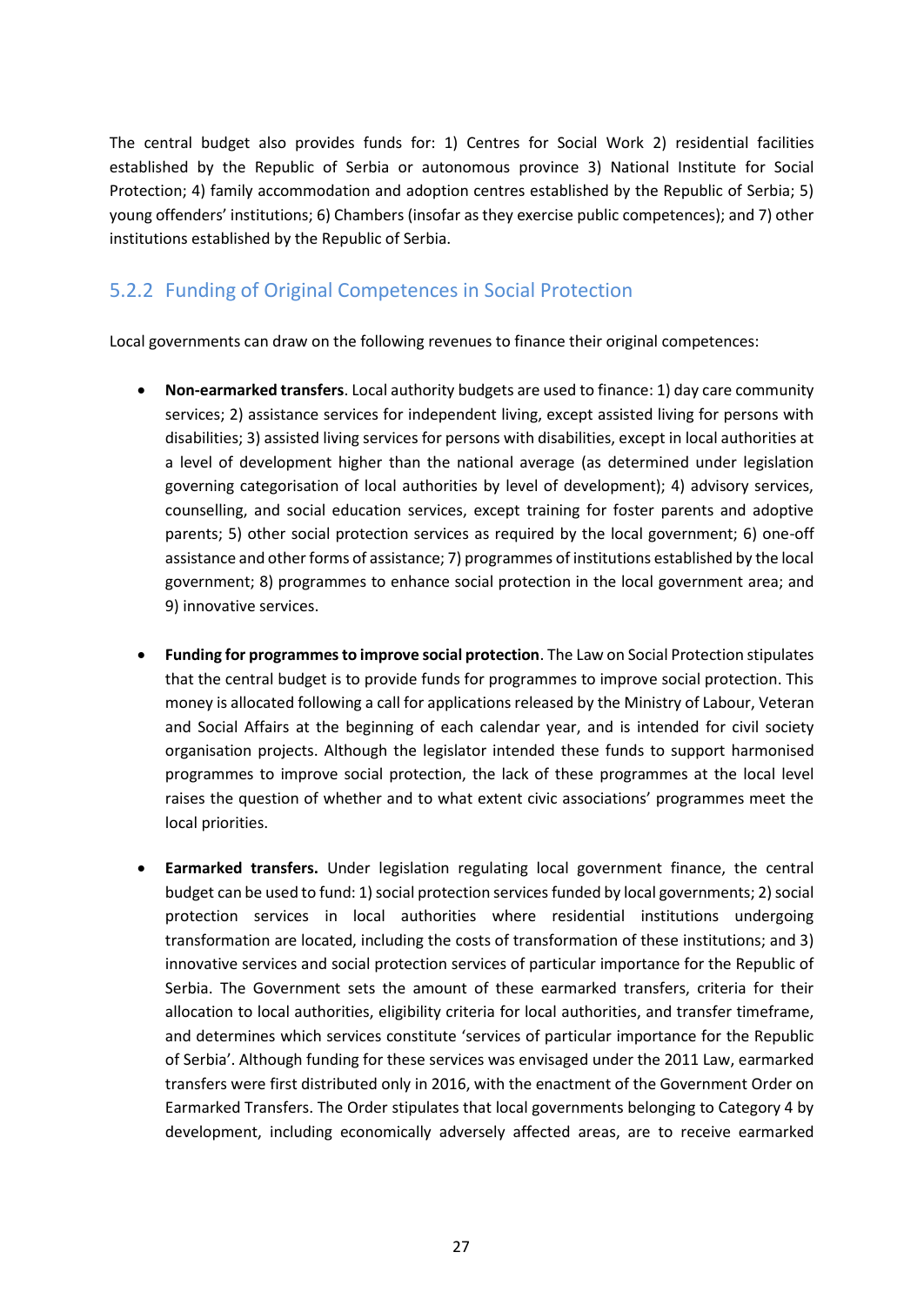The central budget also provides funds for: 1) Centres for Social Work 2) residential facilities established by the Republic of Serbia or autonomous province 3) National Institute for Social Protection; 4) family accommodation and adoption centres established by the Republic of Serbia; 5) young offenders' institutions; 6) Chambers (insofar as they exercise public competences); and 7) other institutions established by the Republic of Serbia.

### 5.2.2 Funding of Original Competences in Social Protection

Local governments can draw on the following revenues to finance their original competences:

- **Non-earmarked transfers**. Local authority budgets are used to finance: 1) day care community services; 2) assistance services for independent living, except assisted living for persons with disabilities; 3) assisted living services for persons with disabilities, except in local authorities at a level of development higher than the national average (as determined under legislation governing categorisation of local authorities by level of development); 4) advisory services, counselling, and social education services, except training for foster parents and adoptive parents; 5) other social protection services as required by the local government; 6) one-off assistance and other forms of assistance; 7) programmes of institutions established by the local government; 8) programmes to enhance social protection in the local government area; and 9) innovative services.

- **Funding for programmes to improve social protection**. The Law on Social Protection stipulates that the central budget is to provide funds for programmes to improve social protection. This money is allocated following a call for applications released by the Ministry of Labour, Veteran and Social Affairs at the beginning of each calendar year, and is intended for civil society organisation projects. Although the legislator intended these funds to support harmonised programmes to improve social protection, the lack of these programmes at the local level raises the question of whether and to what extent civic associations' programmes meet the local priorities.

- **Earmarked transfers.** Under legislation regulating local government finance, the central budget can be used to fund: 1) social protection services funded by local governments; 2) social protection services in local authorities where residential institutions undergoing transformation are located, including the costs of transformation of these institutions; and 3) innovative services and social protection services of particular importance for the Republic of Serbia. The Government sets the amount of these earmarked transfers, criteria for their allocation to local authorities, eligibility criteria for local authorities, and transfer timeframe, and determines which services constitute 'services of particular importance for the Republic of Serbia'. Although funding for these services was envisaged under the 2011 Law, earmarked transfers were first distributed only in 2016, with the enactment of the Government Order on Earmarked Transfers. The Order stipulates that local governments belonging to Category 4 by development, including economically adversely affected areas, are to receive earmarked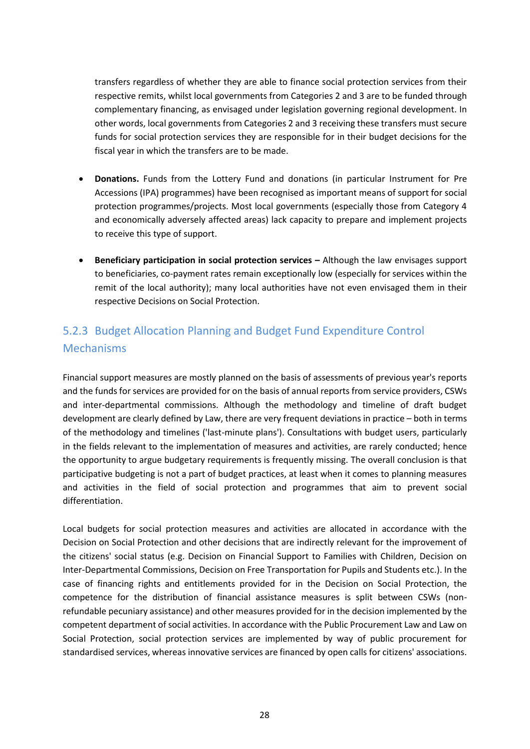transfers regardless of whether they are able to finance social protection services from their respective remits, whilst local governments from Categories 2 and 3 are to be funded through complementary financing, as envisaged under legislation governing regional development. In other words, local governments from Categories 2 and 3 receiving these transfers must secure funds for social protection services they are responsible for in their budget decisions for the fiscal year in which the transfers are to be made.

- **Donations.** Funds from the Lottery Fund and donations (in particular Instrument for Pre Accessions (IPA) programmes) have been recognised as important means of support for social protection programmes/projects. Most local governments (especially those from Category 4 and economically adversely affected areas) lack capacity to prepare and implement projects to receive this type of support.

- **Beneficiary participation in social protection services –** Although the law envisages support to beneficiaries, co-payment rates remain exceptionally low (especially for services within the remit of the local authority); many local authorities have not even envisaged them in their respective Decisions on Social Protection.

### 5.2.3 Budget Allocation Planning and Budget Fund Expenditure Control Mechanisms

Financial support measures are mostly planned on the basis of assessments of previous year's reports and the funds for services are provided for on the basis of annual reports from service providers, CSWs and inter-departmental commissions. Although the methodology and timeline of draft budget development are clearly defined by Law, there are very frequent deviations in practice – both in terms of the methodology and timelines ('last-minute plans'). Consultations with budget users, particularly in the fields relevant to the implementation of measures and activities, are rarely conducted; hence the opportunity to argue budgetary requirements is frequently missing. The overall conclusion is that participative budgeting is not a part of budget practices, at least when it comes to planning measures and activities in the field of social protection and programmes that aim to prevent social differentiation.

Local budgets for social protection measures and activities are allocated in accordance with the Decision on Social Protection and other decisions that are indirectly relevant for the improvement of the citizens' social status (e.g. Decision on Financial Support to Families with Children, Decision on Inter-Departmental Commissions, Decision on Free Transportation for Pupils and Students etc.). In the case of financing rights and entitlements provided for in the Decision on Social Protection, the competence for the distribution of financial assistance measures is split between CSWs (non-refundable pecuniary assistance) and other measures provided for in the decision implemented by the competent department of social activities. In accordance with the Public Procurement Law and Law on Social Protection, social protection services are implemented by way of public procurement for standardised services, whereas innovative services are financed by open calls for citizens' associations.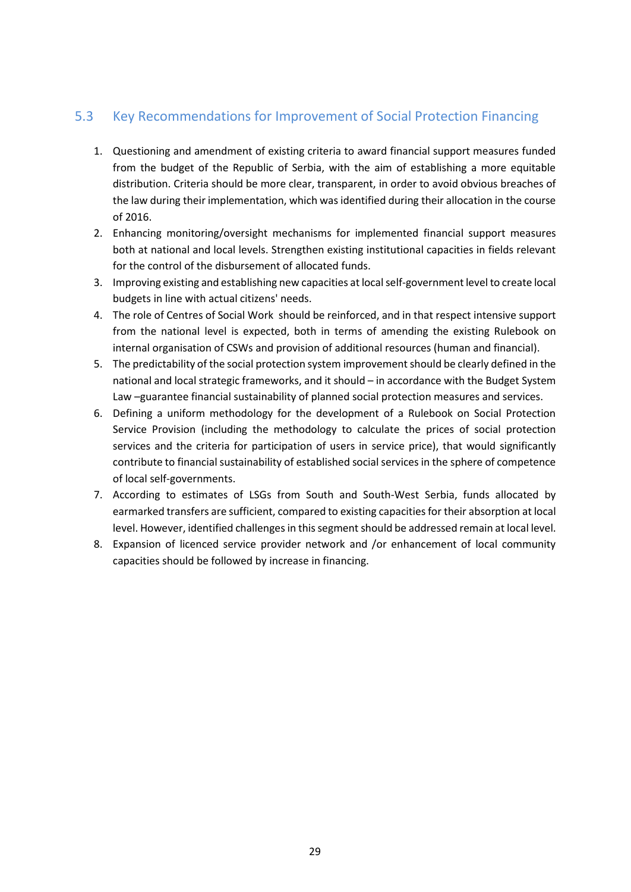## 5.3 Key Recommendations for Improvement of Social Protection Financing

1. Questioning and amendment of existing criteria to award financial support measures funded from the budget of the Republic of Serbia, with the aim of establishing a more equitable distribution. Criteria should be more clear, transparent, in order to avoid obvious breaches of the law during their implementation, which was identified during their allocation in the course of 2016.
2. Enhancing monitoring/oversight mechanisms for implemented financial support measures both at national and local levels. Strengthen existing institutional capacities in fields relevant for the control of the disbursement of allocated funds.
3. Improving existing and establishing new capacities at local self-government level to create local budgets in line with actual citizens' needs.
4. The role of Centres of Social Work should be reinforced, and in that respect intensive support from the national level is expected, both in terms of amending the existing Rulebook on internal organisation of CSWs and provision of additional resources (human and financial).
5. The predictability of the social protection system improvement should be clearly defined in the national and local strategic frameworks, and it should – in accordance with the Budget System Law –guarantee financial sustainability of planned social protection measures and services.
6. Defining a uniform methodology for the development of a Rulebook on Social Protection Service Provision (including the methodology to calculate the prices of social protection services and the criteria for participation of users in service price), that would significantly contribute to financial sustainability of established social services in the sphere of competence of local self-governments.
7. According to estimates of LSGs from South and South-West Serbia, funds allocated by earmarked transfers are sufficient, compared to existing capacities for their absorption at local level. However, identified challenges in this segment should be addressed remain at local level.
8. Expansion of licenced service provider network and /or enhancement of local community capacities should be followed by increase in financing.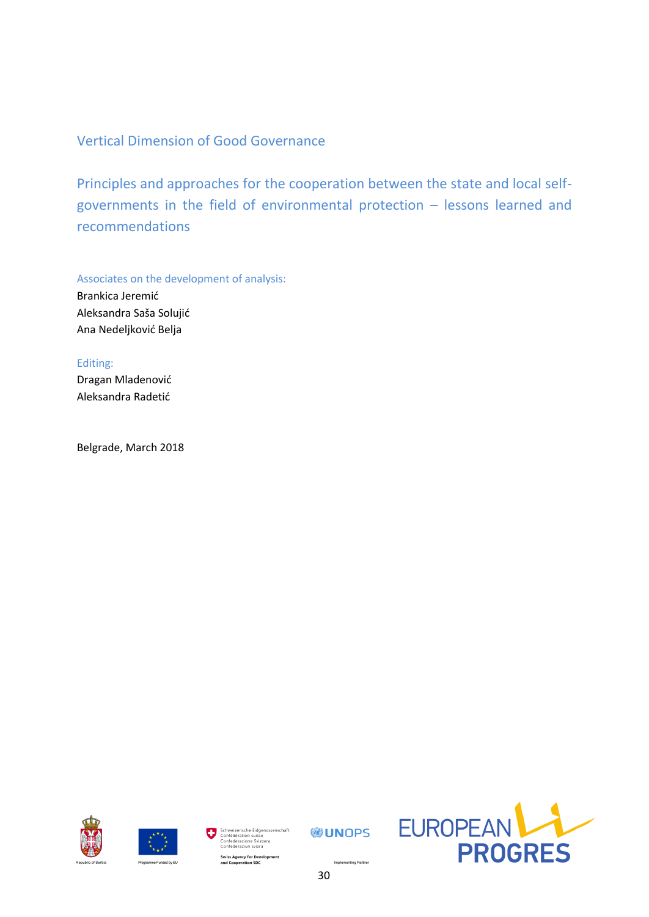Vertical Dimension of Good Governance

Principles and approaches for the cooperation between the state and local self-governments in the field of environmental protection – lessons learned and recommendations

Associates on the development of analysis:
Brankica Jeremić
Aleksandra Saša Solujić
Ana Nedeljković Belja

Editing:
Dragan Mladenović
Aleksandra Radetić

Belgrade, March 2018